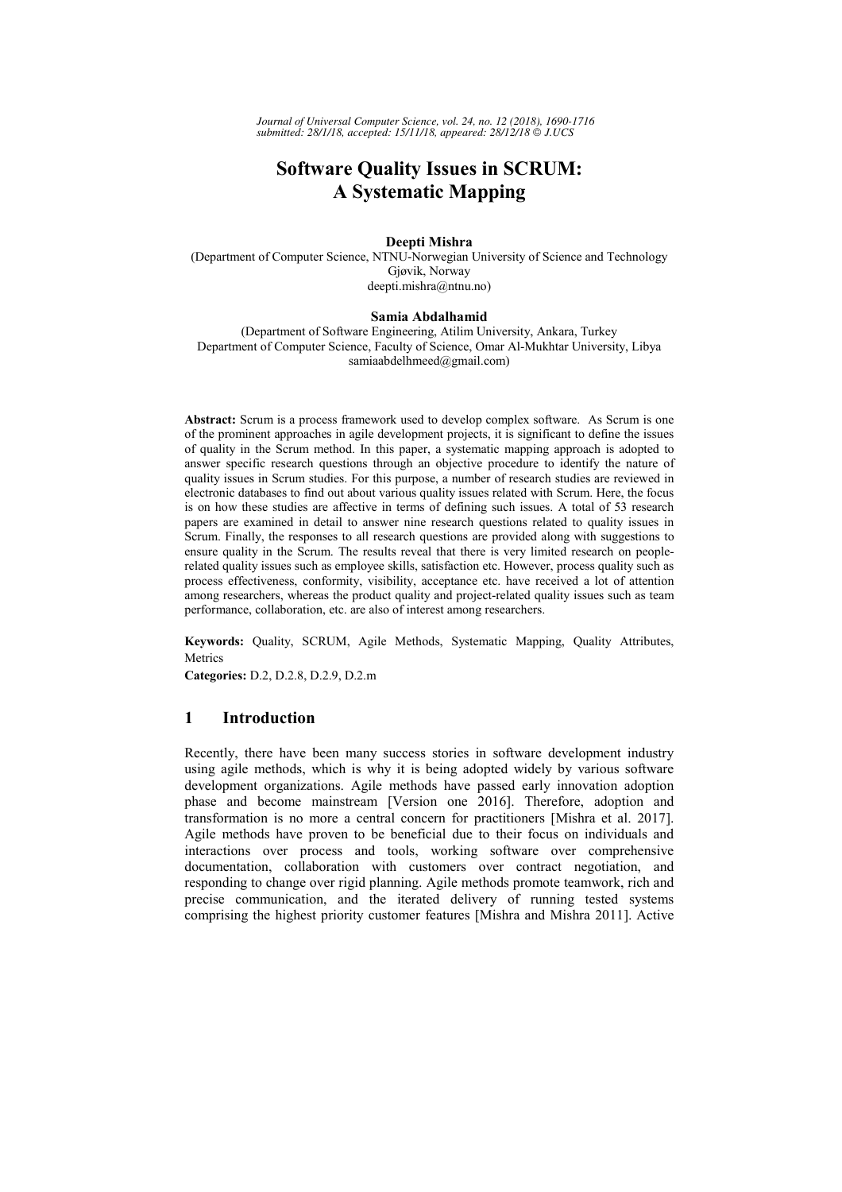# Software Quality Issues in SCRUM: A Systematic Mapping

**Deepti Mishra**
(Department of Computer Science, NTNU-Norwegian University of Science and Technology
Gjøvik, Norway
deepti.mishra@ntnu.no)

**Samia Abdalhamid**
(Department of Software Engineering, Atilim University, Ankara, Turkey
Department of Computer Science, Faculty of Science, Omar Al-Mukhtar University, Libya
samiaabdelhmeed@gmail.com)

**Abstract:** Scrum is a process framework used to develop complex software. As Scrum is one of the prominent approaches in agile development projects, it is significant to define the issues of quality in the Scrum method. In this paper, a systematic mapping approach is adopted to answer specific research questions through an objective procedure to identify the nature of quality issues in Scrum studies. For this purpose, a number of research studies are reviewed in electronic databases to find out about various quality issues related with Scrum. Here, the focus is on how these studies are affective in terms of defining such issues. A total of 53 research papers are examined in detail to answer nine research questions related to quality issues in Scrum. Finally, the responses to all research questions are provided along with suggestions to ensure quality in the Scrum. The results reveal that there is very limited research on people-related quality issues such as employee skills, satisfaction etc. However, process quality such as process effectiveness, conformity, visibility, acceptance etc. have received a lot of attention among researchers, whereas the product quality and project-related quality issues such as team performance, collaboration, etc. are also of interest among researchers.

**Keywords:** Quality, SCRUM, Agile Methods, Systematic Mapping, Quality Attributes, Metrics

**Categories:** D.2, D.2.8, D.2.9, D.2.m

## 1 Introduction

Recently, there have been many success stories in software development industry using agile methods, which is why it is being adopted widely by various software development organizations. Agile methods have passed early innovation adoption phase and become mainstream [Version one 2016]. Therefore, adoption and transformation is no more a central concern for practitioners [Mishra et al. 2017]. Agile methods have proven to be beneficial due to their focus on individuals and interactions over process and tools, working software over comprehensive documentation, collaboration with customers over contract negotiation, and responding to change over rigid planning. Agile methods promote teamwork, rich and precise communication, and the iterated delivery of running tested systems comprising the highest priority customer features [Mishra and Mishra 2011]. Active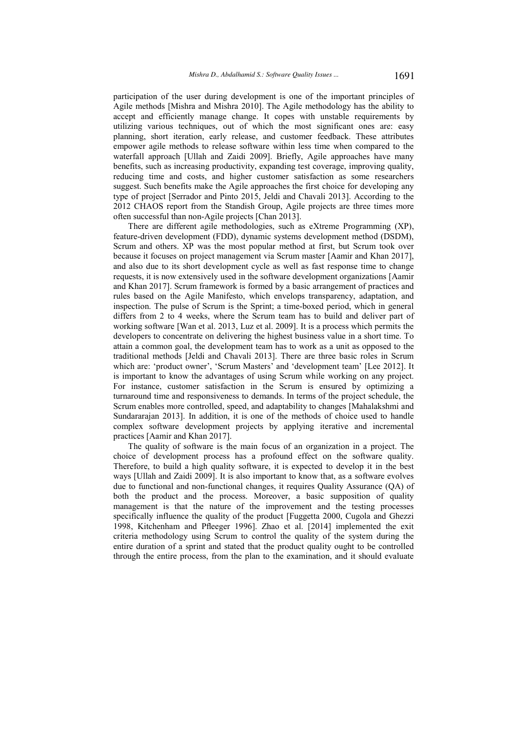participation of the user during development is one of the important principles of Agile methods [Mishra and Mishra 2010]. The Agile methodology has the ability to accept and efficiently manage change. It copes with unstable requirements by utilizing various techniques, out of which the most significant ones are: easy planning, short iteration, early release, and customer feedback. These attributes empower agile methods to release software within less time when compared to the waterfall approach [Ullah and Zaidi 2009]. Briefly, Agile approaches have many benefits, such as increasing productivity, expanding test coverage, improving quality, reducing time and costs, and higher customer satisfaction as some researchers suggest. Such benefits make the Agile approaches the first choice for developing any type of project [Serrador and Pinto 2015, Jeldi and Chavali 2013]. According to the 2012 CHAOS report from the Standish Group, Agile projects are three times more often successful than non-Agile projects [Chan 2013].

There are different agile methodologies, such as eXtreme Programming (XP), feature-driven development (FDD), dynamic systems development method (DSDM), Scrum and others. XP was the most popular method at first, but Scrum took over because it focuses on project management via Scrum master [Aamir and Khan 2017], and also due to its short development cycle as well as fast response time to change requests, it is now extensively used in the software development organizations [Aamir and Khan 2017]. Scrum framework is formed by a basic arrangement of practices and rules based on the Agile Manifesto, which envelops transparency, adaptation, and inspection. The pulse of Scrum is the Sprint; a time-boxed period, which in general differs from 2 to 4 weeks, where the Scrum team has to build and deliver part of working software [Wan et al. 2013, Luz et al. 2009]. It is a process which permits the developers to concentrate on delivering the highest business value in a short time. To attain a common goal, the development team has to work as a unit as opposed to the traditional methods [Jeldi and Chavali 2013]. There are three basic roles in Scrum which are: 'product owner', 'Scrum Masters' and 'development team' [Lee 2012]. It is important to know the advantages of using Scrum while working on any project. For instance, customer satisfaction in the Scrum is ensured by optimizing a turnaround time and responsiveness to demands. In terms of the project schedule, the Scrum enables more controlled, speed, and adaptability to changes [Mahalakshmi and Sundararajan 2013]. In addition, it is one of the methods of choice used to handle complex software development projects by applying iterative and incremental practices [Aamir and Khan 2017].

The quality of software is the main focus of an organization in a project. The choice of development process has a profound effect on the software quality. Therefore, to build a high quality software, it is expected to develop it in the best ways [Ullah and Zaidi 2009]. It is also important to know that, as a software evolves due to functional and non-functional changes, it requires Quality Assurance (QA) of both the product and the process. Moreover, a basic supposition of quality management is that the nature of the improvement and the testing processes specifically influence the quality of the product [Fuggetta 2000, Cugola and Ghezzi 1998, Kitchenham and Pfleeger 1996]. Zhao et al. [2014] implemented the exit criteria methodology using Scrum to control the quality of the system during the entire duration of a sprint and stated that the product quality ought to be controlled through the entire process, from the plan to the examination, and it should evaluate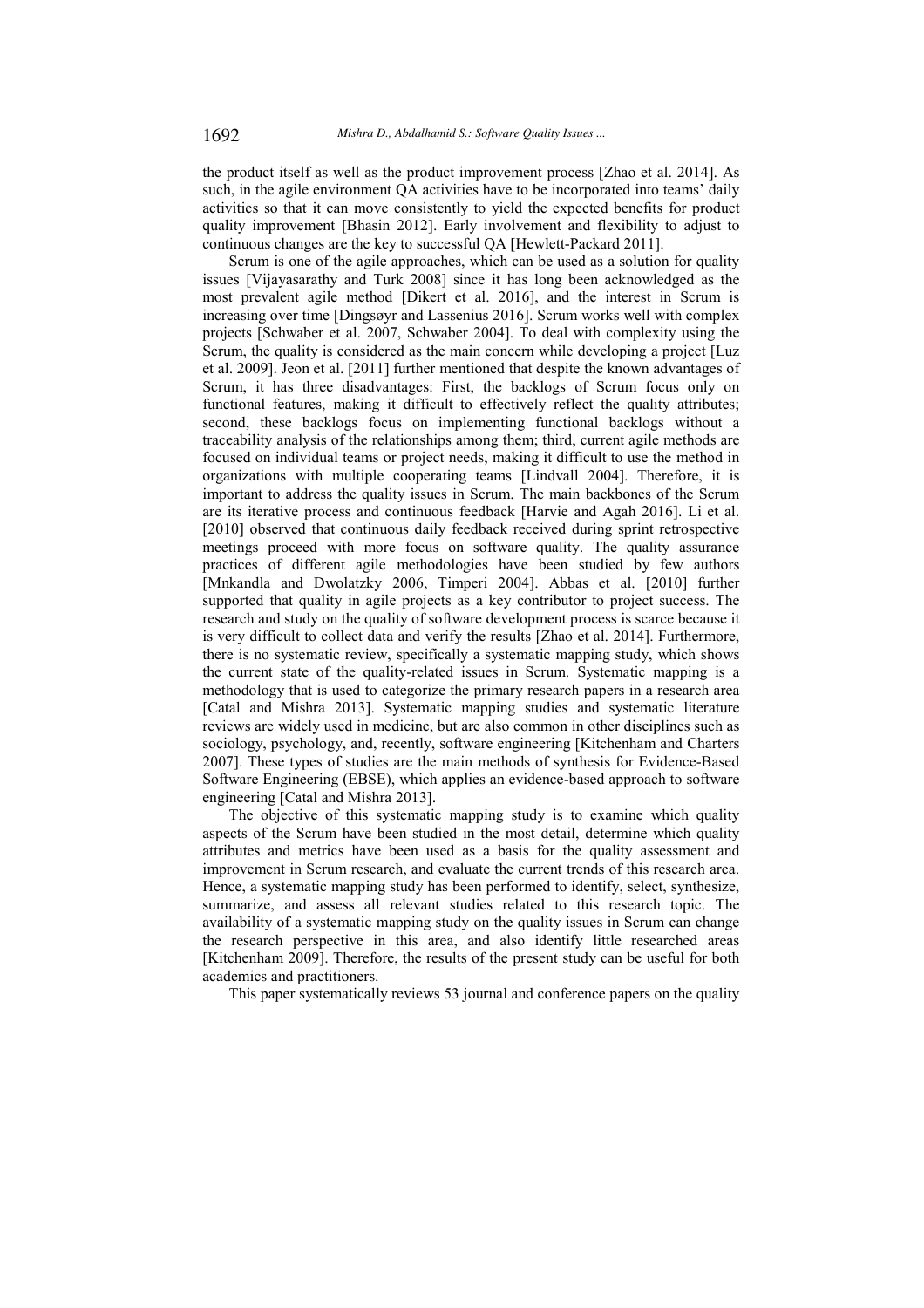the product itself as well as the product improvement process [Zhao et al. 2014]. As such, in the agile environment QA activities have to be incorporated into teams' daily activities so that it can move consistently to yield the expected benefits for product quality improvement [Bhasin 2012]. Early involvement and flexibility to adjust to continuous changes are the key to successful QA [Hewlett-Packard 2011].

Scrum is one of the agile approaches, which can be used as a solution for quality issues [Vijayasarathy and Turk 2008] since it has long been acknowledged as the most prevalent agile method [Dikert et al. 2016], and the interest in Scrum is increasing over time [Dingsøyr and Lassenius 2016]. Scrum works well with complex projects [Schwaber et al. 2007, Schwaber 2004]. To deal with complexity using the Scrum, the quality is considered as the main concern while developing a project [Luz et al. 2009]. Jeon et al. [2011] further mentioned that despite the known advantages of Scrum, it has three disadvantages: First, the backlogs of Scrum focus only on functional features, making it difficult to effectively reflect the quality attributes; second, these backlogs focus on implementing functional backlogs without a traceability analysis of the relationships among them; third, current agile methods are focused on individual teams or project needs, making it difficult to use the method in organizations with multiple cooperating teams [Lindvall 2004]. Therefore, it is important to address the quality issues in Scrum. The main backbones of the Scrum are its iterative process and continuous feedback [Harvie and Agah 2016]. Li et al. [2010] observed that continuous daily feedback received during sprint retrospective meetings proceed with more focus on software quality. The quality assurance practices of different agile methodologies have been studied by few authors [Mnkandla and Dwolatzky 2006, Timperi 2004]. Abbas et al. [2010] further supported that quality in agile projects as a key contributor to project success. The research and study on the quality of software development process is scarce because it is very difficult to collect data and verify the results [Zhao et al. 2014]. Furthermore, there is no systematic review, specifically a systematic mapping study, which shows the current state of the quality-related issues in Scrum. Systematic mapping is a methodology that is used to categorize the primary research papers in a research area [Catal and Mishra 2013]. Systematic mapping studies and systematic literature reviews are widely used in medicine, but are also common in other disciplines such as sociology, psychology, and, recently, software engineering [Kitchenham and Charters 2007]. These types of studies are the main methods of synthesis for Evidence-Based Software Engineering (EBSE), which applies an evidence-based approach to software engineering [Catal and Mishra 2013].

The objective of this systematic mapping study is to examine which quality aspects of the Scrum have been studied in the most detail, determine which quality attributes and metrics have been used as a basis for the quality assessment and improvement in Scrum research, and evaluate the current trends of this research area. Hence, a systematic mapping study has been performed to identify, select, synthesize, summarize, and assess all relevant studies related to this research topic. The availability of a systematic mapping study on the quality issues in Scrum can change the research perspective in this area, and also identify little researched areas [Kitchenham 2009]. Therefore, the results of the present study can be useful for both academics and practitioners.

This paper systematically reviews 53 journal and conference papers on the quality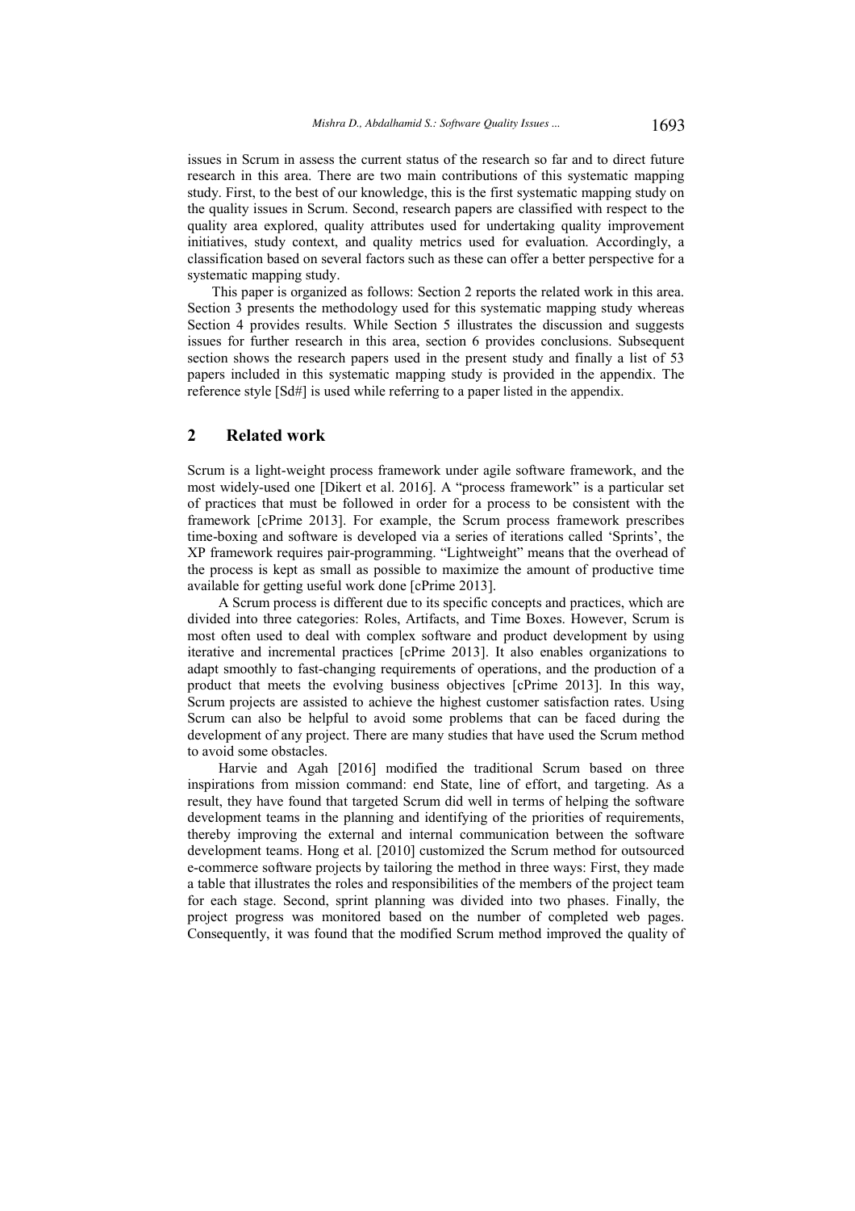issues in Scrum in assess the current status of the research so far and to direct future research in this area. There are two main contributions of this systematic mapping study. First, to the best of our knowledge, this is the first systematic mapping study on the quality issues in Scrum. Second, research papers are classified with respect to the quality area explored, quality attributes used for undertaking quality improvement initiatives, study context, and quality metrics used for evaluation. Accordingly, a classification based on several factors such as these can offer a better perspective for a systematic mapping study.

This paper is organized as follows: Section 2 reports the related work in this area. Section 3 presents the methodology used for this systematic mapping study whereas Section 4 provides results. While Section 5 illustrates the discussion and suggests issues for further research in this area, section 6 provides conclusions. Subsequent section shows the research papers used in the present study and finally a list of 53 papers included in this systematic mapping study is provided in the appendix. The reference style [Sd#] is used while referring to a paper listed in the appendix.

## 2 Related work

Scrum is a light-weight process framework under agile software framework, and the most widely-used one [Dikert et al. 2016]. A "process framework" is a particular set of practices that must be followed in order for a process to be consistent with the framework [cPrime 2013]. For example, the Scrum process framework prescribes time-boxing and software is developed via a series of iterations called 'Sprints', the XP framework requires pair-programming. "Lightweight" means that the overhead of the process is kept as small as possible to maximize the amount of productive time available for getting useful work done [cPrime 2013].

A Scrum process is different due to its specific concepts and practices, which are divided into three categories: Roles, Artifacts, and Time Boxes. However, Scrum is most often used to deal with complex software and product development by using iterative and incremental practices [cPrime 2013]. It also enables organizations to adapt smoothly to fast-changing requirements of operations, and the production of a product that meets the evolving business objectives [cPrime 2013]. In this way, Scrum projects are assisted to achieve the highest customer satisfaction rates. Using Scrum can also be helpful to avoid some problems that can be faced during the development of any project. There are many studies that have used the Scrum method to avoid some obstacles.

Harvie and Agah [2016] modified the traditional Scrum based on three inspirations from mission command: end State, line of effort, and targeting. As a result, they have found that targeted Scrum did well in terms of helping the software development teams in the planning and identifying of the priorities of requirements, thereby improving the external and internal communication between the software development teams. Hong et al. [2010] customized the Scrum method for outsourced e-commerce software projects by tailoring the method in three ways: First, they made a table that illustrates the roles and responsibilities of the members of the project team for each stage. Second, sprint planning was divided into two phases. Finally, the project progress was monitored based on the number of completed web pages. Consequently, it was found that the modified Scrum method improved the quality of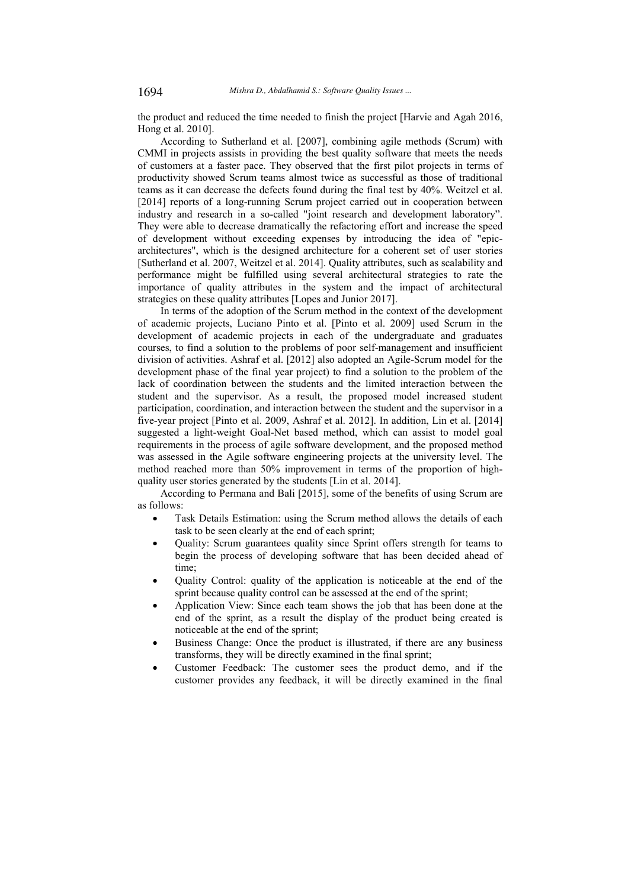the product and reduced the time needed to finish the project [Harvie and Agah 2016, Hong et al. 2010].

According to Sutherland et al. [2007], combining agile methods (Scrum) with CMMI in projects assists in providing the best quality software that meets the needs of customers at a faster pace. They observed that the first pilot projects in terms of productivity showed Scrum teams almost twice as successful as those of traditional teams as it can decrease the defects found during the final test by 40%. Weitzel et al. [2014] reports of a long-running Scrum project carried out in cooperation between industry and research in a so-called "joint research and development laboratory". They were able to decrease dramatically the refactoring effort and increase the speed of development without exceeding expenses by introducing the idea of "epic-architectures", which is the designed architecture for a coherent set of user stories [Sutherland et al. 2007, Weitzel et al. 2014]. Quality attributes, such as scalability and performance might be fulfilled using several architectural strategies to rate the importance of quality attributes in the system and the impact of architectural strategies on these quality attributes [Lopes and Junior 2017].

In terms of the adoption of the Scrum method in the context of the development of academic projects, Luciano Pinto et al. [Pinto et al. 2009] used Scrum in the development of academic projects in each of the undergraduate and graduates courses, to find a solution to the problems of poor self-management and insufficient division of activities. Ashraf et al. [2012] also adopted an Agile-Scrum model for the development phase of the final year project) to find a solution to the problem of the lack of coordination between the students and the limited interaction between the student and the supervisor. As a result, the proposed model increased student participation, coordination, and interaction between the student and the supervisor in a five-year project [Pinto et al. 2009, Ashraf et al. 2012]. In addition, Lin et al. [2014] suggested a light-weight Goal-Net based method, which can assist to model goal requirements in the process of agile software development, and the proposed method was assessed in the Agile software engineering projects at the university level. The method reached more than 50% improvement in terms of the proportion of high-quality user stories generated by the students [Lin et al. 2014].

According to Permana and Bali [2015], some of the benefits of using Scrum are as follows:

- Task Details Estimation: using the Scrum method allows the details of each task to be seen clearly at the end of each sprint;
- Quality: Scrum guarantees quality since Sprint offers strength for teams to begin the process of developing software that has been decided ahead of time;
- Quality Control: quality of the application is noticeable at the end of the sprint because quality control can be assessed at the end of the sprint;
- Application View: Since each team shows the job that has been done at the end of the sprint, as a result the display of the product being created is noticeable at the end of the sprint;
- Business Change: Once the product is illustrated, if there are any business transforms, they will be directly examined in the final sprint;
- Customer Feedback: The customer sees the product demo, and if the customer provides any feedback, it will be directly examined in the final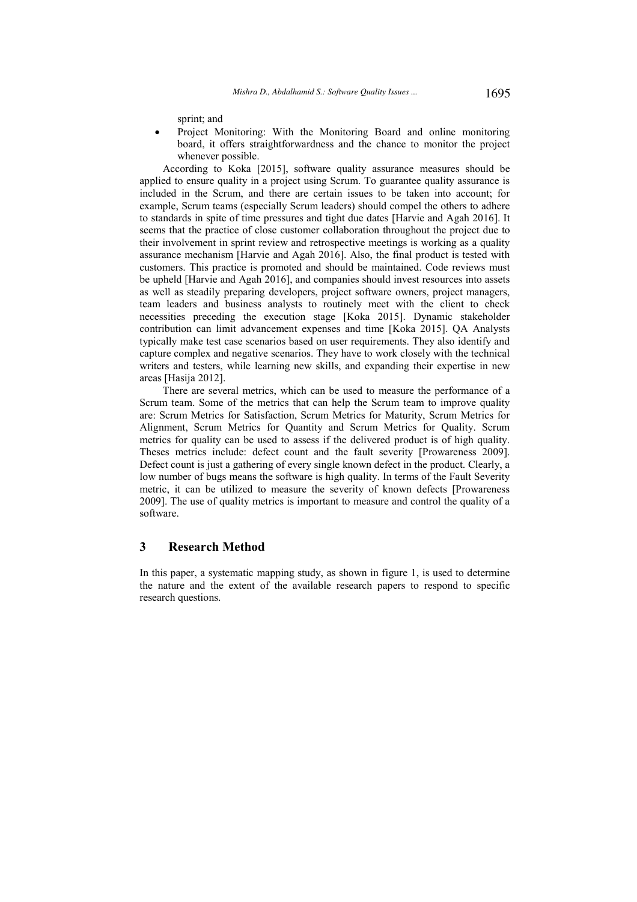sprint; and

- Project Monitoring: With the Monitoring Board and online monitoring board, it offers straightforwardness and the chance to monitor the project whenever possible.

According to Koka [2015], software quality assurance measures should be applied to ensure quality in a project using Scrum. To guarantee quality assurance is included in the Scrum, and there are certain issues to be taken into account; for example, Scrum teams (especially Scrum leaders) should compel the others to adhere to standards in spite of time pressures and tight due dates [Harvie and Agah 2016]. It seems that the practice of close customer collaboration throughout the project due to their involvement in sprint review and retrospective meetings is working as a quality assurance mechanism [Harvie and Agah 2016]. Also, the final product is tested with customers. This practice is promoted and should be maintained. Code reviews must be upheld [Harvie and Agah 2016], and companies should invest resources into assets as well as steadily preparing developers, project software owners, project managers, team leaders and business analysts to routinely meet with the client to check necessities preceding the execution stage [Koka 2015]. Dynamic stakeholder contribution can limit advancement expenses and time [Koka 2015]. QA Analysts typically make test case scenarios based on user requirements. They also identify and capture complex and negative scenarios. They have to work closely with the technical writers and testers, while learning new skills, and expanding their expertise in new areas [Hasija 2012].

There are several metrics, which can be used to measure the performance of a Scrum team. Some of the metrics that can help the Scrum team to improve quality are: Scrum Metrics for Satisfaction, Scrum Metrics for Maturity, Scrum Metrics for Alignment, Scrum Metrics for Quantity and Scrum Metrics for Quality. Scrum metrics for quality can be used to assess if the delivered product is of high quality. Theses metrics include: defect count and the fault severity [Prowareness 2009]. Defect count is just a gathering of every single known defect in the product. Clearly, a low number of bugs means the software is high quality. In terms of the Fault Severity metric, it can be utilized to measure the severity of known defects [Prowareness 2009]. The use of quality metrics is important to measure and control the quality of a software.

## 3 Research Method

In this paper, a systematic mapping study, as shown in figure 1, is used to determine the nature and the extent of the available research papers to respond to specific research questions.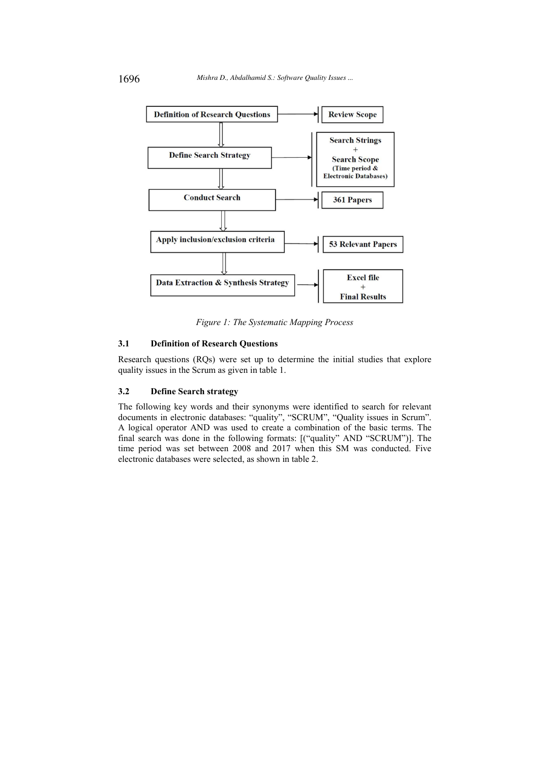| Process Step | Output |
| --- | --- |
| Definition of Research Questions | Review Scope |
| Define Search Strategy | Search Strings + Search Scope (Time period & Electronic Databases) |
| Conduct Search | 361 Papers |
| Apply inclusion/exclusion criteria | 53 Relevant Papers |
| Data Extraction & Synthesis Strategy | Excel file + Final Results |

*Figure 1: The Systematic Mapping Process*

### 3.1 Definition of Research Questions

Research questions (RQs) were set up to determine the initial studies that explore quality issues in the Scrum as given in table 1.

### 3.2 Define Search strategy

The following key words and their synonyms were identified to search for relevant documents in electronic databases: "quality", "SCRUM", "Quality issues in Scrum". A logical operator AND was used to create a combination of the basic terms. The final search was done in the following formats: [("quality" AND "SCRUM")]. The time period was set between 2008 and 2017 when this SM was conducted. Five electronic databases were selected, as shown in table 2.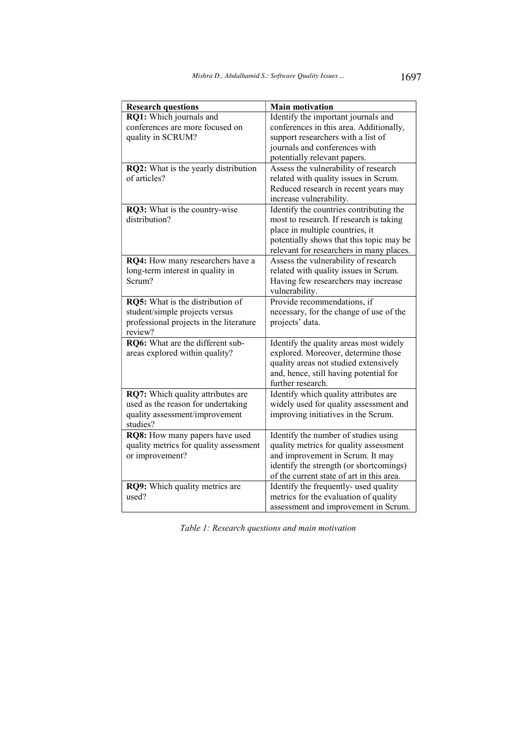| **Research questions** | **Main motivation** |
| --- | --- |
| **RQ1:** Which journals and conferences are more focused on quality in SCRUM? | Identify the important journals and conferences in this area. Additionally, support researchers with a list of journals and conferences with potentially relevant papers. |
| **RQ2:** What is the yearly distribution of articles? | Assess the vulnerability of research related with quality issues in Scrum. Reduced research in recent years may increase vulnerability. |
| **RQ3:** What is the country-wise distribution? | Identify the countries contributing the most to research. If research is taking place in multiple countries, it potentially shows that this topic may be relevant for researchers in many places. |
| **RQ4:** How many researchers have a long-term interest in quality in Scrum? | Assess the vulnerability of research related with quality issues in Scrum. Having few researchers may increase vulnerability. |
| **RQ5:** What is the distribution of student/simple projects versus professional projects in the literature review? | Provide recommendations, if necessary, for the change of use of the projects' data. |
| **RQ6:** What are the different sub-areas explored within quality? | Identify the quality areas most widely explored. Moreover, determine those quality areas not studied extensively and, hence, still having potential for further research. |
| **RQ7:** Which quality attributes are used as the reason for undertaking quality assessment/improvement studies? | Identify which quality attributes are widely used for quality assessment and improving initiatives in the Scrum. |
| **RQ8:** How many papers have used quality metrics for quality assessment or improvement? | Identify the number of studies using quality metrics for quality assessment and improvement in Scrum. It may identify the strength (or shortcomings) of the current state of art in this area. |
| **RQ9:** Which quality metrics are used? | Identify the frequently- used quality metrics for the evaluation of quality assessment and improvement in Scrum. |

*Table 1: Research questions and main motivation*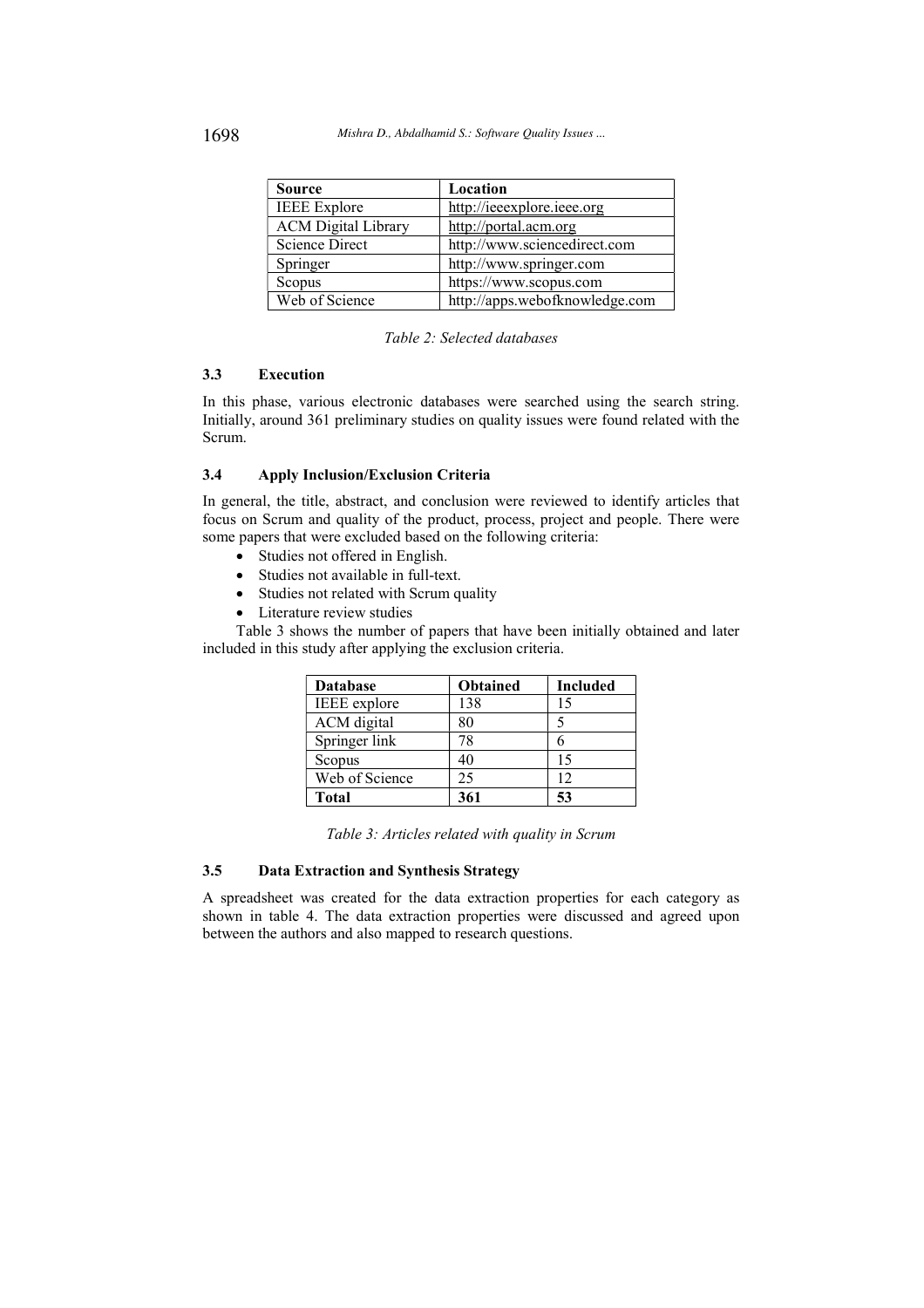| Source | Location |
|---|---|
| IEEE Explore | http://ieeexplore.ieee.org |
| ACM Digital Library | http://portal.acm.org |
| Science Direct | http://www.sciencedirect.com |
| Springer | http://www.springer.com |
| Scopus | https://www.scopus.com |
| Web of Science | http://apps.webofknowledge.com |

*Table 2: Selected databases*

### 3.3 Execution

In this phase, various electronic databases were searched using the search string. Initially, around 361 preliminary studies on quality issues were found related with the Scrum.

### 3.4 Apply Inclusion/Exclusion Criteria

In general, the title, abstract, and conclusion were reviewed to identify articles that focus on Scrum and quality of the product, process, project and people. There were some papers that were excluded based on the following criteria:

- Studies not offered in English.
- Studies not available in full-text.
- Studies not related with Scrum quality
- Literature review studies

Table 3 shows the number of papers that have been initially obtained and later included in this study after applying the exclusion criteria.

| Database | Obtained | Included |
|---|---|---|
| IEEE explore | 138 | 15 |
| ACM digital | 80 | 5 |
| Springer link | 78 | 6 |
| Scopus | 40 | 15 |
| Web of Science | 25 | 12 |
| **Total** | **361** | **53** |

*Table 3: Articles related with quality in Scrum*

### 3.5 Data Extraction and Synthesis Strategy

A spreadsheet was created for the data extraction properties for each category as shown in table 4. The data extraction properties were discussed and agreed upon between the authors and also mapped to research questions.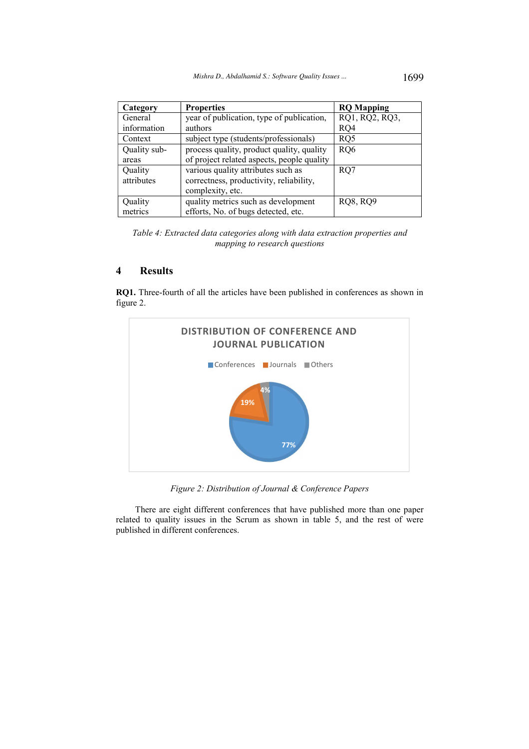| Category | Properties | RQ Mapping |
|---|---|---|
| General information | year of publication, type of publication, authors | RQ1, RQ2, RQ3, RQ4 |
| Context | subject type (students/professionals) | RQ5 |
| Quality sub-areas | process quality, product quality, quality of project related aspects, people quality | RQ6 |
| Quality attributes | various quality attributes such as correctness, productivity, reliability, complexity, etc. | RQ7 |
| Quality metrics | quality metrics such as development efforts, No. of bugs detected, etc. | RQ8, RQ9 |

*Table 4: Extracted data categories along with data extraction properties and mapping to research questions*

# 4 Results

**RQ1.** Three-fourth of all the articles have been published in conferences as shown in figure 2.

DISTRIBUTION OF CONFERENCE AND JOURNAL PUBLICATION

| Type | Percentage |
|---|---|
| Conferences | 77% |
| Journals | 19% |
| Others | 4% |

*Figure 2: Distribution of Journal & Conference Papers*

There are eight different conferences that have published more than one paper related to quality issues in the Scrum as shown in table 5, and the rest of were published in different conferences.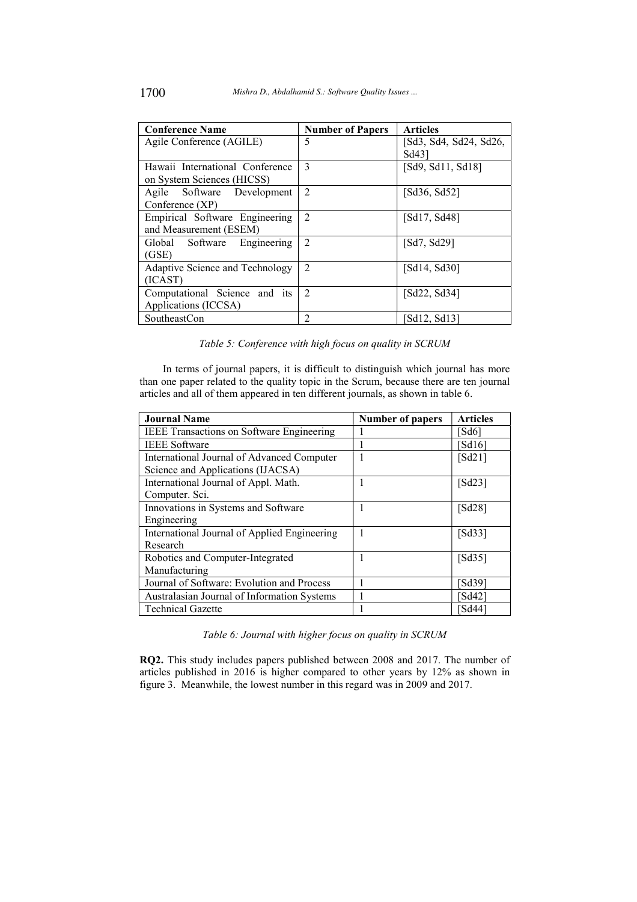| Conference Name | Number of Papers | Articles |
| --- | --- | --- |
| Agile Conference (AGILE) | 5 | [Sd3, Sd4, Sd24, Sd26, Sd43] |
| Hawaii International Conference on System Sciences (HICSS) | 3 | [Sd9, Sd11, Sd18] |
| Agile Software Development Conference (XP) | 2 | [Sd36, Sd52] |
| Empirical Software Engineering and Measurement (ESEM) | 2 | [Sd17, Sd48] |
| Global Software Engineering (GSE) | 2 | [Sd7, Sd29] |
| Adaptive Science and Technology (ICAST) | 2 | [Sd14, Sd30] |
| Computational Science and its Applications (ICCSA) | 2 | [Sd22, Sd34] |
| SoutheastCon | 2 | [Sd12, Sd13] |

*Table 5: Conference with high focus on quality in SCRUM*

In terms of journal papers, it is difficult to distinguish which journal has more than one paper related to the quality topic in the Scrum, because there are ten journal articles and all of them appeared in ten different journals, as shown in table 6.

| Journal Name | Number of papers | Articles |
| --- | --- | --- |
| IEEE Transactions on Software Engineering | 1 | [Sd6] |
| IEEE Software | 1 | [Sd16] |
| International Journal of Advanced Computer Science and Applications (IJACSA) | 1 | [Sd21] |
| International Journal of Appl. Math. Computer. Sci. | 1 | [Sd23] |
| Innovations in Systems and Software Engineering | 1 | [Sd28] |
| International Journal of Applied Engineering Research | 1 | [Sd33] |
| Robotics and Computer-Integrated Manufacturing | 1 | [Sd35] |
| Journal of Software: Evolution and Process | 1 | [Sd39] |
| Australasian Journal of Information Systems | 1 | [Sd42] |
| Technical Gazette | 1 | [Sd44] |

*Table 6: Journal with higher focus on quality in SCRUM*

**RQ2.** This study includes papers published between 2008 and 2017. The number of articles published in 2016 is higher compared to other years by 12% as shown in figure 3. Meanwhile, the lowest number in this regard was in 2009 and 2017.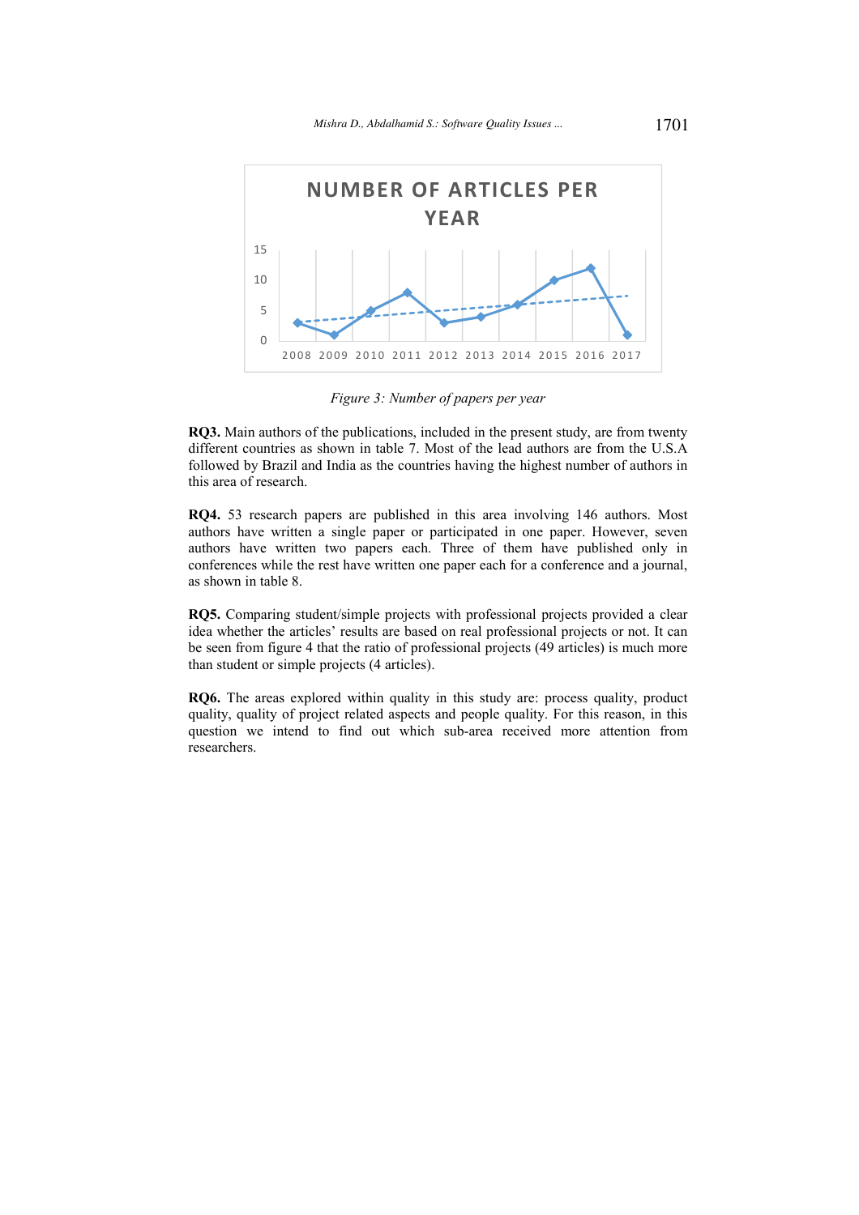Figure 3: Number of papers per year

**RQ3.** Main authors of the publications, included in the present study, are from twenty different countries as shown in table 7. Most of the lead authors are from the U.S.A followed by Brazil and India as the countries having the highest number of authors in this area of research.

**RQ4.** 53 research papers are published in this area involving 146 authors. Most authors have written a single paper or participated in one paper. However, seven authors have written two papers each. Three of them have published only in conferences while the rest have written one paper each for a conference and a journal, as shown in table 8.

**RQ5.** Comparing student/simple projects with professional projects provided a clear idea whether the articles' results are based on real professional projects or not. It can be seen from figure 4 that the ratio of professional projects (49 articles) is much more than student or simple projects (4 articles).

**RQ6.** The areas explored within quality in this study are: process quality, product quality, quality of project related aspects and people quality. For this reason, in this question we intend to find out which sub-area received more attention from researchers.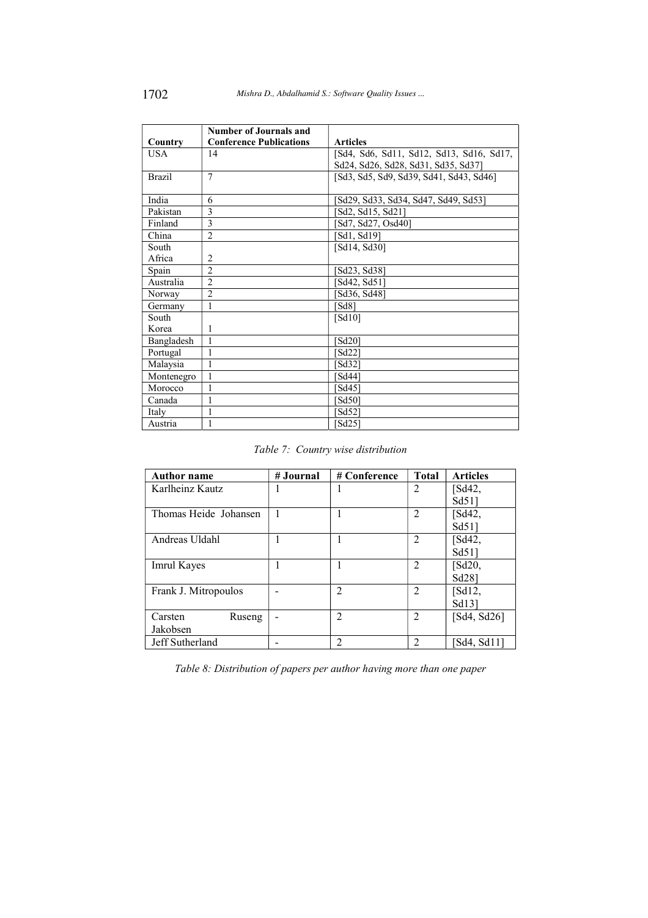| Country | Number of Journals and Conference Publications | Articles |
|---|---|---|
| USA | 14 | [Sd4, Sd6, Sd11, Sd12, Sd13, Sd16, Sd17, Sd24, Sd26, Sd28, Sd31, Sd35, Sd37] |
| Brazil | 7 | [Sd3, Sd5, Sd9, Sd39, Sd41, Sd43, Sd46] |
| India | 6 | [Sd29, Sd33, Sd34, Sd47, Sd49, Sd53] |
| Pakistan | 3 | [Sd2, Sd15, Sd21] |
| Finland | 3 | [Sd7, Sd27, Osd40] |
| China | 2 | [Sd1, Sd19] |
| South Africa | 2 | [Sd14, Sd30] |
| Spain | 2 | [Sd23, Sd38] |
| Australia | 2 | [Sd42, Sd51] |
| Norway | 2 | [Sd36, Sd48] |
| Germany | 1 | [Sd8] |
| South Korea | 1 | [Sd10] |
| Bangladesh | 1 | [Sd20] |
| Portugal | 1 | [Sd22] |
| Malaysia | 1 | [Sd32] |
| Montenegro | 1 | [Sd44] |
| Morocco | 1 | [Sd45] |
| Canada | 1 | [Sd50] |
| Italy | 1 | [Sd52] |
| Austria | 1 | [Sd25] |

*Table 7: Country wise distribution*

| Author name | # Journal | # Conference | Total | Articles |
|---|---|---|---|---|
| Karlheinz Kautz | 1 | 1 | 2 | [Sd42, Sd51] |
| Thomas Heide Johansen | 1 | 1 | 2 | [Sd42, Sd51] |
| Andreas Uldahl | 1 | 1 | 2 | [Sd42, Sd51] |
| Imrul Kayes | 1 | 1 | 2 | [Sd20, Sd28] |
| Frank J. Mitropoulos | - | 2 | 2 | [Sd12, Sd13] |
| Carsten Ruseng Jakobsen | - | 2 | 2 | [Sd4, Sd26] |
| Jeff Sutherland | - | 2 | 2 | [Sd4, Sd11] |

*Table 8: Distribution of papers per author having more than one paper*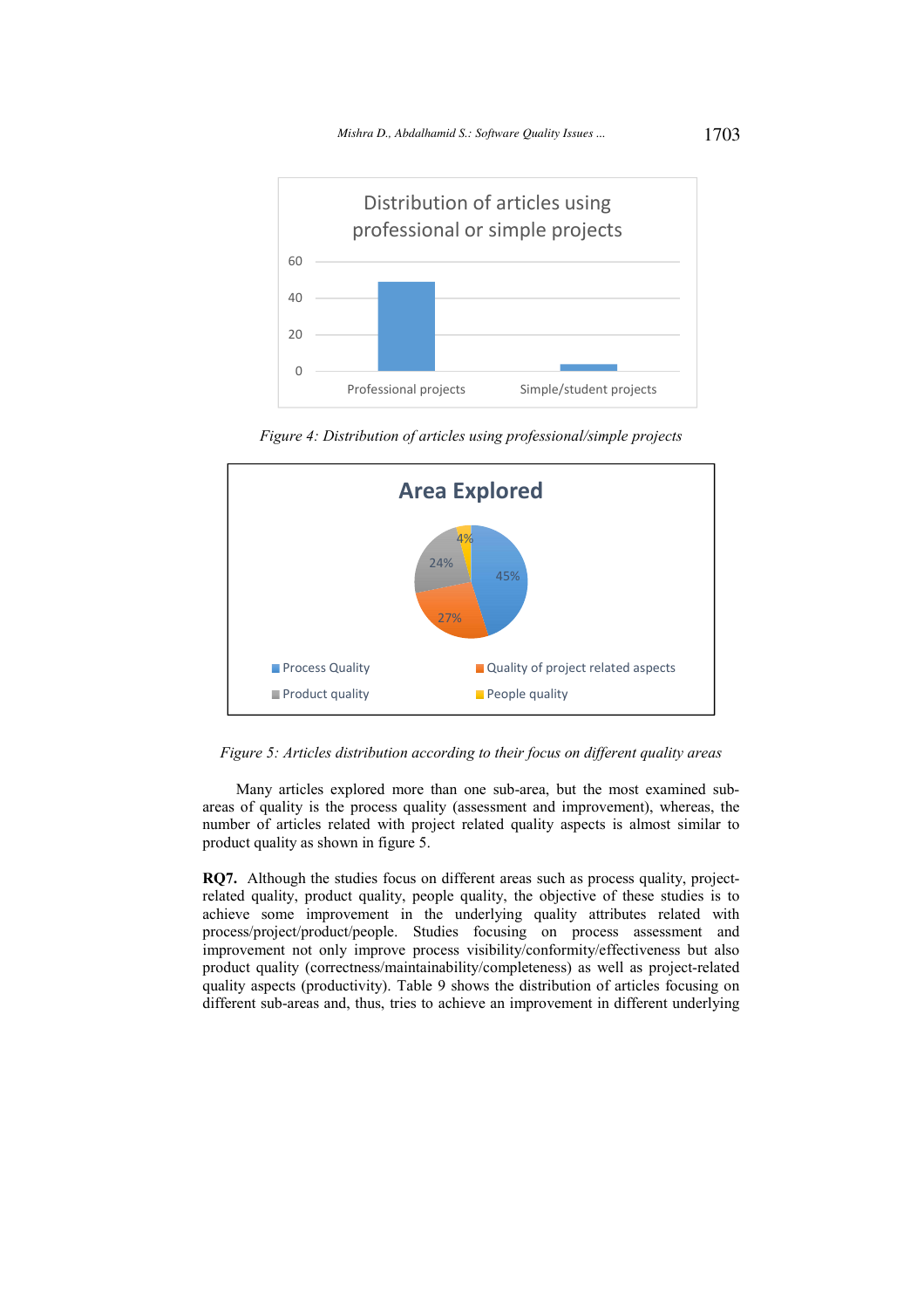*Figure 4: Distribution of articles using professional/simple projects*

*Figure 5: Articles distribution according to their focus on different quality areas*

Many articles explored more than one sub-area, but the most examined sub-areas of quality is the process quality (assessment and improvement), whereas, the number of articles related with project related quality aspects is almost similar to product quality as shown in figure 5.

**RQ7.** Although the studies focus on different areas such as process quality, project-related quality, product quality, people quality, the objective of these studies is to achieve some improvement in the underlying quality attributes related with process/project/product/people. Studies focusing on process assessment and improvement not only improve process visibility/conformity/effectiveness but also product quality (correctness/maintainability/completeness) as well as project-related quality aspects (productivity). Table 9 shows the distribution of articles focusing on different sub-areas and, thus, tries to achieve an improvement in different underlying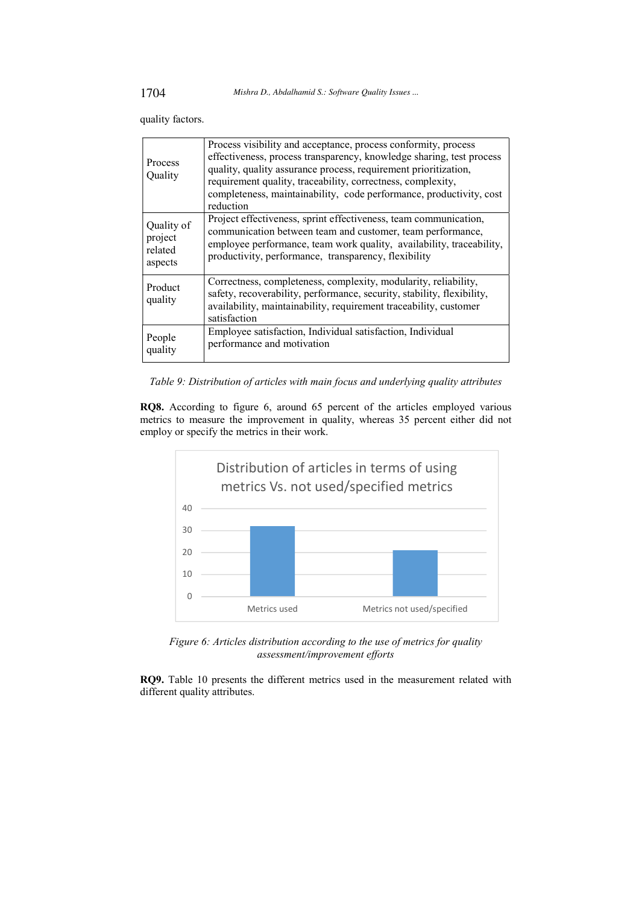quality factors.

| | |
|---|---|
| Process Quality | Process visibility and acceptance, process conformity, process effectiveness, process transparency, knowledge sharing, test process quality, quality assurance process, requirement prioritization, requirement quality, traceability, correctness, complexity, completeness, maintainability, code performance, productivity, cost reduction |
| Quality of project related aspects | Project effectiveness, sprint effectiveness, team communication, communication between team and customer, team performance, employee performance, team work quality, availability, traceability, productivity, performance, transparency, flexibility |
| Product quality | Correctness, completeness, complexity, modularity, reliability, safety, recoverability, performance, security, stability, flexibility, availability, maintainability, requirement traceability, customer satisfaction |
| People quality | Employee satisfaction, Individual satisfaction, Individual performance and motivation |

*Table 9: Distribution of articles with main focus and underlying quality attributes*

**RQ8.** According to figure 6, around 65 percent of the articles employed various metrics to measure the improvement in quality, whereas 35 percent either did not employ or specify the metrics in their work.

*Figure 6: Articles distribution according to the use of metrics for quality assessment/improvement efforts*

**RQ9.** Table 10 presents the different metrics used in the measurement related with different quality attributes.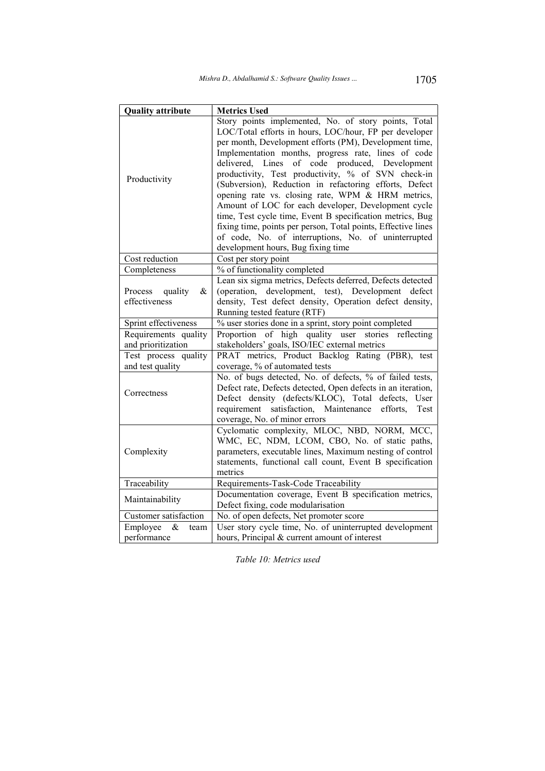| Quality attribute | Metrics Used |
|---|---|
| Productivity | Story points implemented, No. of story points, Total LOC/Total efforts in hours, LOC/hour, FP per developer per month, Development efforts (PM), Development time, Implementation months, progress rate, lines of code delivered, Lines of code produced, Development productivity, Test productivity, % of SVN check-in (Subversion), Reduction in refactoring efforts, Defect opening rate vs. closing rate, WPM & HRM metrics, Amount of LOC for each developer, Development cycle time, Test cycle time, Event B specification metrics, Bug fixing time, points per person, Total points, Effective lines of code, No. of interruptions, No. of uninterrupted development hours, Bug fixing time |
| Cost reduction | Cost per story point |
| Completeness | % of functionality completed |
| Process quality & effectiveness | Lean six sigma metrics, Defects deferred, Defects detected (operation, development, test), Development defect density, Test defect density, Operation defect density, Running tested feature (RTF) |
| Sprint effectiveness | % user stories done in a sprint, story point completed |
| Requirements quality and prioritization | Proportion of high quality user stories reflecting stakeholders' goals, ISO/IEC external metrics |
| Test process quality and test quality | PRAT metrics, Product Backlog Rating (PBR), test coverage, % of automated tests |
| Correctness | No. of bugs detected, No. of defects, % of failed tests, Defect rate, Defects detected, Open defects in an iteration, Defect density (defects/KLOC), Total defects, User requirement satisfaction, Maintenance efforts, Test coverage, No. of minor errors |
| Complexity | Cyclomatic complexity, MLOC, NBD, NORM, MCC, WMC, EC, NDM, LCOM, CBO, No. of static paths, parameters, executable lines, Maximum nesting of control statements, functional call count, Event B specification metrics |
| Traceability | Requirements-Task-Code Traceability |
| Maintainability | Documentation coverage, Event B specification metrics, Defect fixing, code modularisation |
| Customer satisfaction | No. of open defects, Net promoter score |
| Employee & team performance | User story cycle time, No. of uninterrupted development hours, Principal & current amount of interest |

*Table 10: Metrics used*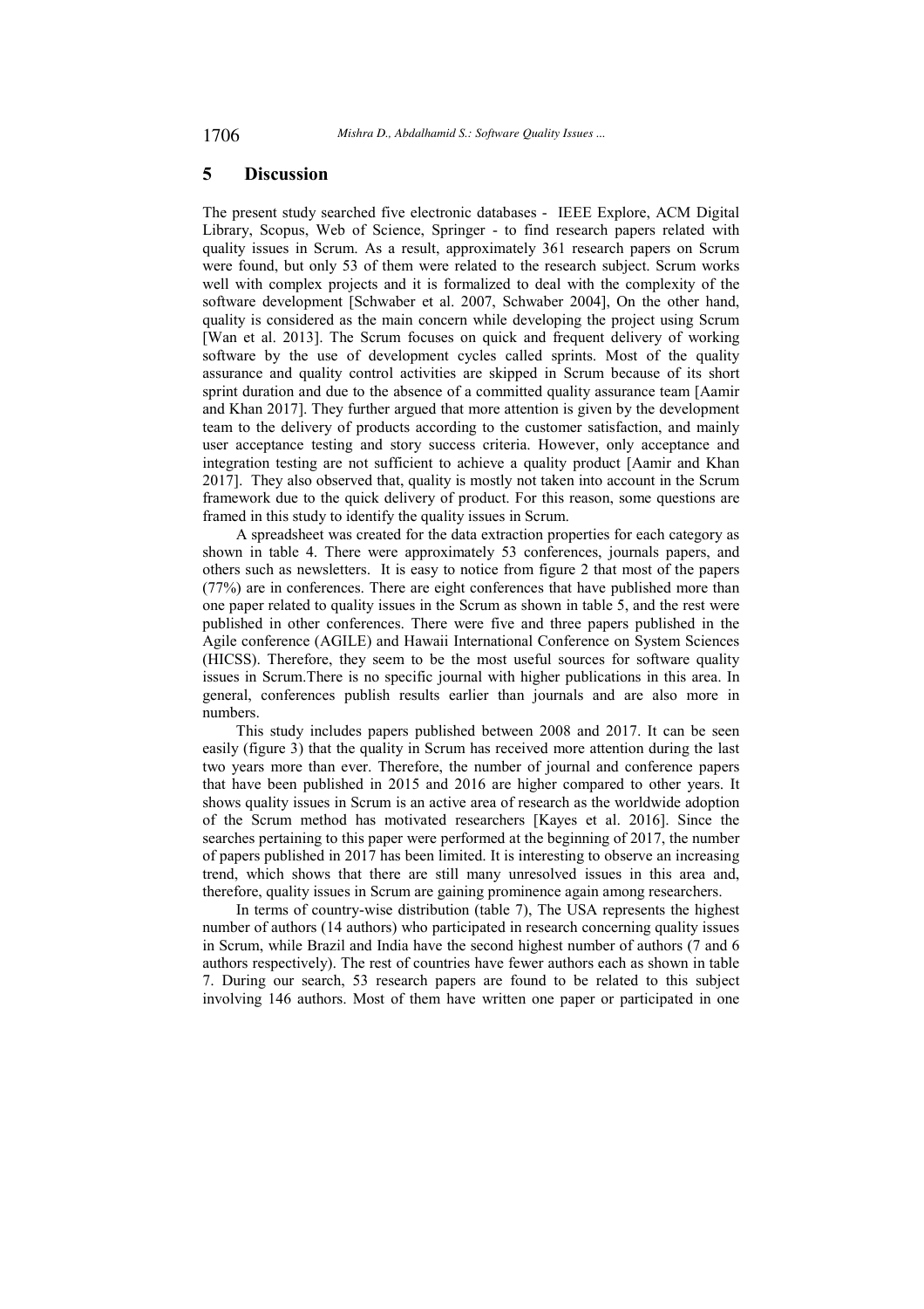## 5 Discussion

The present study searched five electronic databases - IEEE Explore, ACM Digital Library, Scopus, Web of Science, Springer - to find research papers related with quality issues in Scrum. As a result, approximately 361 research papers on Scrum were found, but only 53 of them were related to the research subject. Scrum works well with complex projects and it is formalized to deal with the complexity of the software development [Schwaber et al. 2007, Schwaber 2004], On the other hand, quality is considered as the main concern while developing the project using Scrum [Wan et al. 2013]. The Scrum focuses on quick and frequent delivery of working software by the use of development cycles called sprints. Most of the quality assurance and quality control activities are skipped in Scrum because of its short sprint duration and due to the absence of a committed quality assurance team [Aamir and Khan 2017]. They further argued that more attention is given by the development team to the delivery of products according to the customer satisfaction, and mainly user acceptance testing and story success criteria. However, only acceptance and integration testing are not sufficient to achieve a quality product [Aamir and Khan 2017]. They also observed that, quality is mostly not taken into account in the Scrum framework due to the quick delivery of product. For this reason, some questions are framed in this study to identify the quality issues in Scrum.

A spreadsheet was created for the data extraction properties for each category as shown in table 4. There were approximately 53 conferences, journals papers, and others such as newsletters. It is easy to notice from figure 2 that most of the papers (77%) are in conferences. There are eight conferences that have published more than one paper related to quality issues in the Scrum as shown in table 5, and the rest were published in other conferences. There were five and three papers published in the Agile conference (AGILE) and Hawaii International Conference on System Sciences (HICSS). Therefore, they seem to be the most useful sources for software quality issues in Scrum.There is no specific journal with higher publications in this area. In general, conferences publish results earlier than journals and are also more in numbers.

This study includes papers published between 2008 and 2017. It can be seen easily (figure 3) that the quality in Scrum has received more attention during the last two years more than ever. Therefore, the number of journal and conference papers that have been published in 2015 and 2016 are higher compared to other years. It shows quality issues in Scrum is an active area of research as the worldwide adoption of the Scrum method has motivated researchers [Kayes et al. 2016]. Since the searches pertaining to this paper were performed at the beginning of 2017, the number of papers published in 2017 has been limited. It is interesting to observe an increasing trend, which shows that there are still many unresolved issues in this area and, therefore, quality issues in Scrum are gaining prominence again among researchers.

In terms of country-wise distribution (table 7), The USA represents the highest number of authors (14 authors) who participated in research concerning quality issues in Scrum, while Brazil and India have the second highest number of authors (7 and 6 authors respectively). The rest of countries have fewer authors each as shown in table 7. During our search, 53 research papers are found to be related to this subject involving 146 authors. Most of them have written one paper or participated in one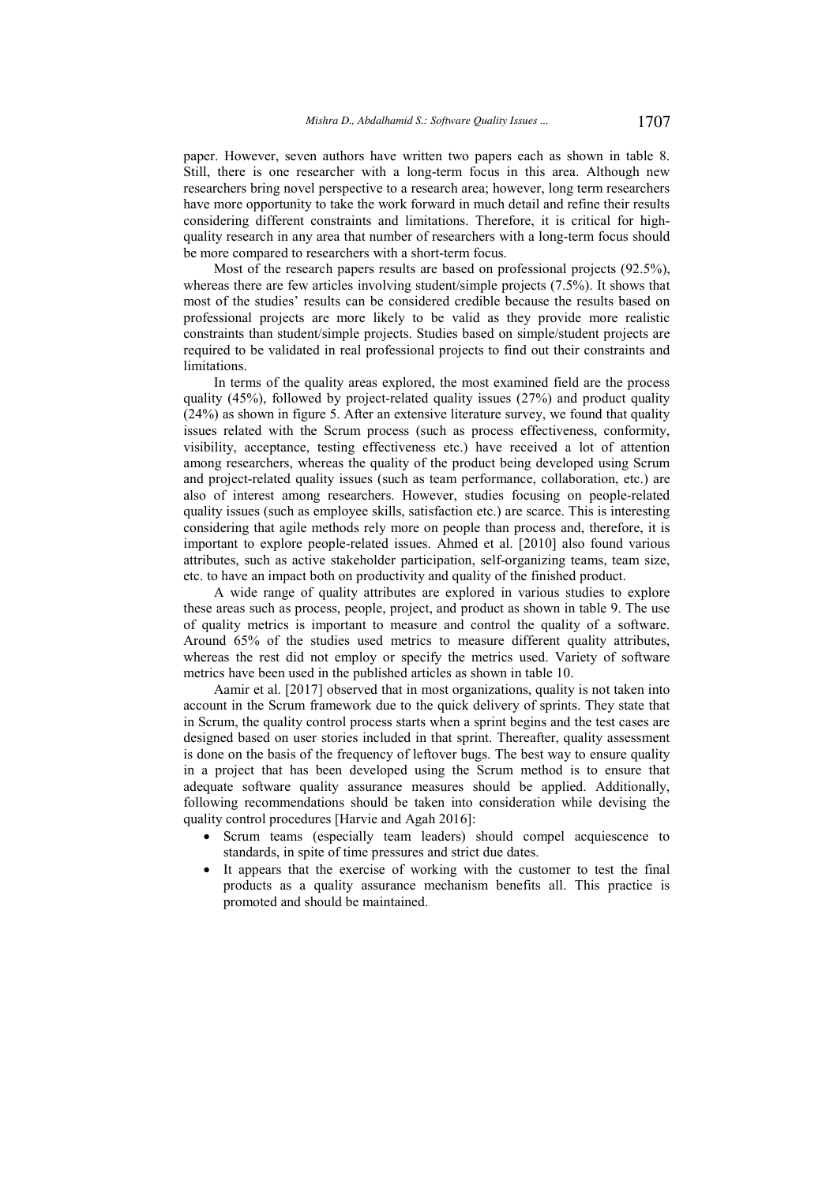paper. However, seven authors have written two papers each as shown in table 8. Still, there is one researcher with a long-term focus in this area. Although new researchers bring novel perspective to a research area; however, long term researchers have more opportunity to take the work forward in much detail and refine their results considering different constraints and limitations. Therefore, it is critical for high-quality research in any area that number of researchers with a long-term focus should be more compared to researchers with a short-term focus.

Most of the research papers results are based on professional projects (92.5%), whereas there are few articles involving student/simple projects (7.5%). It shows that most of the studies' results can be considered credible because the results based on professional projects are more likely to be valid as they provide more realistic constraints than student/simple projects. Studies based on simple/student projects are required to be validated in real professional projects to find out their constraints and limitations.

In terms of the quality areas explored, the most examined field are the process quality (45%), followed by project-related quality issues (27%) and product quality (24%) as shown in figure 5. After an extensive literature survey, we found that quality issues related with the Scrum process (such as process effectiveness, conformity, visibility, acceptance, testing effectiveness etc.) have received a lot of attention among researchers, whereas the quality of the product being developed using Scrum and project-related quality issues (such as team performance, collaboration, etc.) are also of interest among researchers. However, studies focusing on people-related quality issues (such as employee skills, satisfaction etc.) are scarce. This is interesting considering that agile methods rely more on people than process and, therefore, it is important to explore people-related issues. Ahmed et al. [2010] also found various attributes, such as active stakeholder participation, self-organizing teams, team size, etc. to have an impact both on productivity and quality of the finished product.

A wide range of quality attributes are explored in various studies to explore these areas such as process, people, project, and product as shown in table 9. The use of quality metrics is important to measure and control the quality of a software. Around 65% of the studies used metrics to measure different quality attributes, whereas the rest did not employ or specify the metrics used. Variety of software metrics have been used in the published articles as shown in table 10.

Aamir et al. [2017] observed that in most organizations, quality is not taken into account in the Scrum framework due to the quick delivery of sprints. They state that in Scrum, the quality control process starts when a sprint begins and the test cases are designed based on user stories included in that sprint. Thereafter, quality assessment is done on the basis of the frequency of leftover bugs. The best way to ensure quality in a project that has been developed using the Scrum method is to ensure that adequate software quality assurance measures should be applied. Additionally, following recommendations should be taken into consideration while devising the quality control procedures [Harvie and Agah 2016]:

- Scrum teams (especially team leaders) should compel acquiescence to standards, in spite of time pressures and strict due dates.
- It appears that the exercise of working with the customer to test the final products as a quality assurance mechanism benefits all. This practice is promoted and should be maintained.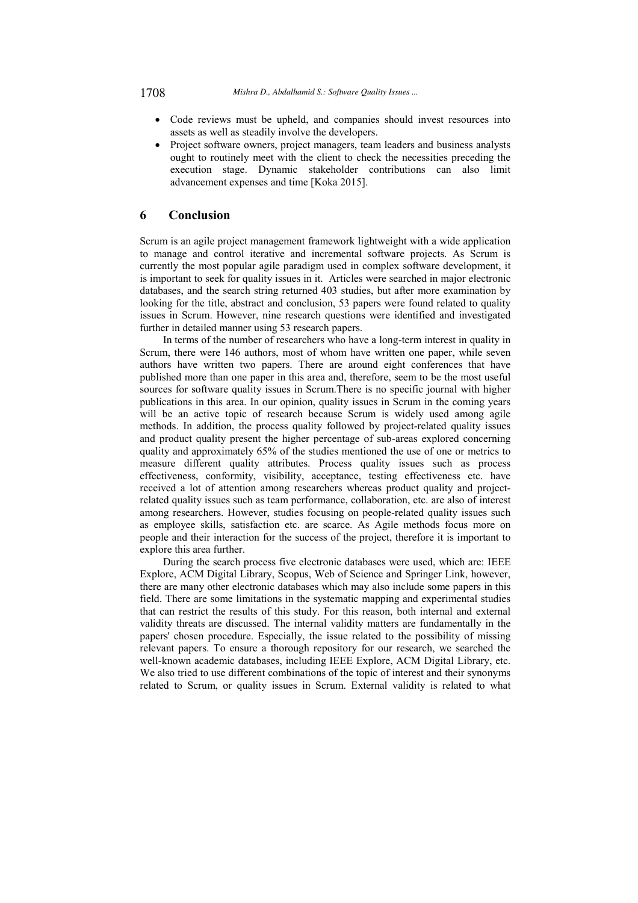- Code reviews must be upheld, and companies should invest resources into assets as well as steadily involve the developers.
- Project software owners, project managers, team leaders and business analysts ought to routinely meet with the client to check the necessities preceding the execution stage. Dynamic stakeholder contributions can also limit advancement expenses and time [Koka 2015].

## 6 Conclusion

Scrum is an agile project management framework lightweight with a wide application to manage and control iterative and incremental software projects. As Scrum is currently the most popular agile paradigm used in complex software development, it is important to seek for quality issues in it. Articles were searched in major electronic databases, and the search string returned 403 studies, but after more examination by looking for the title, abstract and conclusion, 53 papers were found related to quality issues in Scrum. However, nine research questions were identified and investigated further in detailed manner using 53 research papers.

In terms of the number of researchers who have a long-term interest in quality in Scrum, there were 146 authors, most of whom have written one paper, while seven authors have written two papers. There are around eight conferences that have published more than one paper in this area and, therefore, seem to be the most useful sources for software quality issues in Scrum.There is no specific journal with higher publications in this area. In our opinion, quality issues in Scrum in the coming years will be an active topic of research because Scrum is widely used among agile methods. In addition, the process quality followed by project-related quality issues and product quality present the higher percentage of sub-areas explored concerning quality and approximately 65% of the studies mentioned the use of one or metrics to measure different quality attributes. Process quality issues such as process effectiveness, conformity, visibility, acceptance, testing effectiveness etc. have received a lot of attention among researchers whereas product quality and project-related quality issues such as team performance, collaboration, etc. are also of interest among researchers. However, studies focusing on people-related quality issues such as employee skills, satisfaction etc. are scarce. As Agile methods focus more on people and their interaction for the success of the project, therefore it is important to explore this area further.

During the search process five electronic databases were used, which are: IEEE Explore, ACM Digital Library, Scopus, Web of Science and Springer Link, however, there are many other electronic databases which may also include some papers in this field. There are some limitations in the systematic mapping and experimental studies that can restrict the results of this study. For this reason, both internal and external validity threats are discussed. The internal validity matters are fundamentally in the papers' chosen procedure. Especially, the issue related to the possibility of missing relevant papers. To ensure a thorough repository for our research, we searched the well-known academic databases, including IEEE Explore, ACM Digital Library, etc. We also tried to use different combinations of the topic of interest and their synonyms related to Scrum, or quality issues in Scrum. External validity is related to what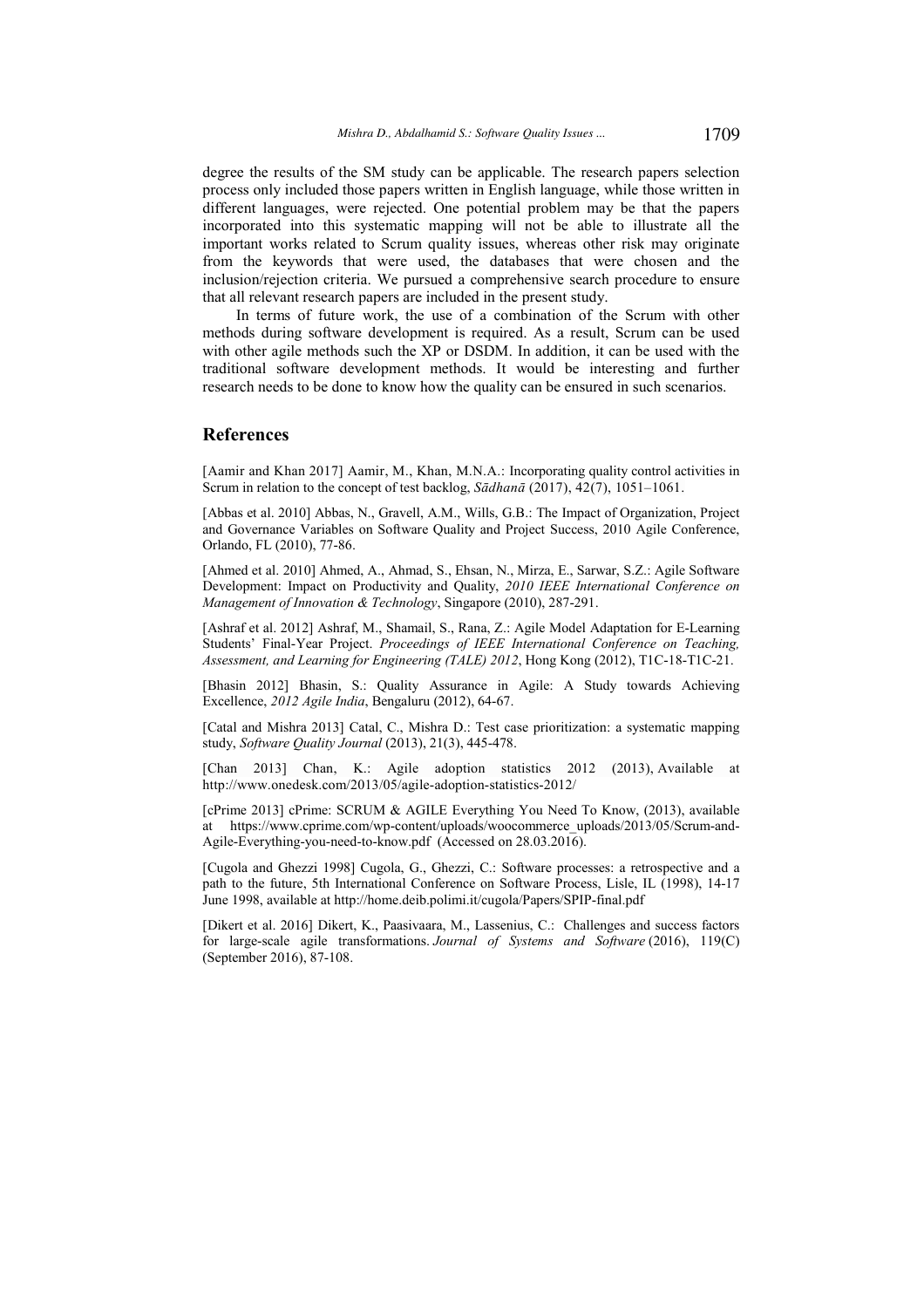degree the results of the SM study can be applicable. The research papers selection process only included those papers written in English language, while those written in different languages, were rejected. One potential problem may be that the papers incorporated into this systematic mapping will not be able to illustrate all the important works related to Scrum quality issues, whereas other risk may originate from the keywords that were used, the databases that were chosen and the inclusion/rejection criteria. We pursued a comprehensive search procedure to ensure that all relevant research papers are included in the present study.

In terms of future work, the use of a combination of the Scrum with other methods during software development is required. As a result, Scrum can be used with other agile methods such the XP or DSDM. In addition, it can be used with the traditional software development methods. It would be interesting and further research needs to be done to know how the quality can be ensured in such scenarios.

## References

[Aamir and Khan 2017] Aamir, M., Khan, M.N.A.: Incorporating quality control activities in Scrum in relation to the concept of test backlog, *Sādhanā* (2017), 42(7), 1051–1061.

[Abbas et al. 2010] Abbas, N., Gravell, A.M., Wills, G.B.: The Impact of Organization, Project and Governance Variables on Software Quality and Project Success, 2010 Agile Conference, Orlando, FL (2010), 77-86.

[Ahmed et al. 2010] Ahmed, A., Ahmad, S., Ehsan, N., Mirza, E., Sarwar, S.Z.: Agile Software Development: Impact on Productivity and Quality, *2010 IEEE International Conference on Management of Innovation & Technology*, Singapore (2010), 287-291.

[Ashraf et al. 2012] Ashraf, M., Shamail, S., Rana, Z.: Agile Model Adaptation for E-Learning Students' Final-Year Project. *Proceedings of IEEE International Conference on Teaching, Assessment, and Learning for Engineering (TALE) 2012*, Hong Kong (2012), T1C-18-T1C-21.

[Bhasin 2012] Bhasin, S.: Quality Assurance in Agile: A Study towards Achieving Excellence, *2012 Agile India*, Bengaluru (2012), 64-67.

[Catal and Mishra 2013] Catal, C., Mishra D.: Test case prioritization: a systematic mapping study, *Software Quality Journal* (2013), 21(3), 445-478.

[Chan 2013] Chan, K.: Agile adoption statistics 2012 (2013), Available at http://www.onedesk.com/2013/05/agile-adoption-statistics-2012/

[cPrime 2013] cPrime: SCRUM & AGILE Everything You Need To Know, (2013), available at https://www.cprime.com/wp-content/uploads/woocommerce_uploads/2013/05/Scrum-and-Agile-Everything-you-need-to-know.pdf (Accessed on 28.03.2016).

[Cugola and Ghezzi 1998] Cugola, G., Ghezzi, C.: Software processes: a retrospective and a path to the future, 5th International Conference on Software Process, Lisle, IL (1998), 14-17 June 1998, available at http://home.deib.polimi.it/cugola/Papers/SPIP-final.pdf

[Dikert et al. 2016] Dikert, K., Paasivaara, M., Lassenius, C.: Challenges and success factors for large-scale agile transformations. *Journal of Systems and Software* (2016), 119(C) (September 2016), 87-108.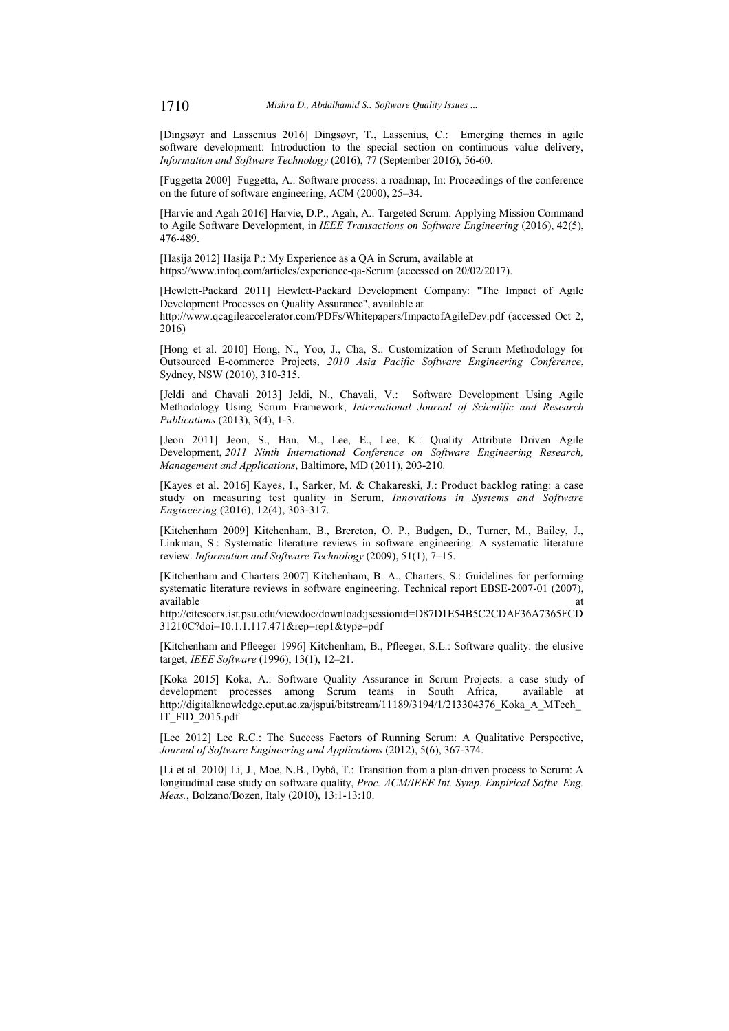[Dingsøyr and Lassenius 2016] Dingsøyr, T., Lassenius, C.: Emerging themes in agile software development: Introduction to the special section on continuous value delivery, *Information and Software Technology* (2016), 77 (September 2016), 56-60.

[Fuggetta 2000] Fuggetta, A.: Software process: a roadmap, In: Proceedings of the conference on the future of software engineering, ACM (2000), 25–34.

[Harvie and Agah 2016] Harvie, D.P., Agah, A.: Targeted Scrum: Applying Mission Command to Agile Software Development, in *IEEE Transactions on Software Engineering* (2016), 42(5), 476-489.

[Hasija 2012] Hasija P.: My Experience as a QA in Scrum, available at https://www.infoq.com/articles/experience-qa-Scrum (accessed on 20/02/2017).

[Hewlett-Packard 2011] Hewlett-Packard Development Company: "The Impact of Agile Development Processes on Quality Assurance", available at http://www.qcagileaccelerator.com/PDFs/Whitepapers/ImpactofAgileDev.pdf (accessed Oct 2, 2016)

[Hong et al. 2010] Hong, N., Yoo, J., Cha, S.: Customization of Scrum Methodology for Outsourced E-commerce Projects, *2010 Asia Pacific Software Engineering Conference*, Sydney, NSW (2010), 310-315.

[Jeldi and Chavali 2013] Jeldi, N., Chavali, V.: Software Development Using Agile Methodology Using Scrum Framework, *International Journal of Scientific and Research Publications* (2013), 3(4), 1-3.

[Jeon 2011] Jeon, S., Han, M., Lee, E., Lee, K.: Quality Attribute Driven Agile Development, *2011 Ninth International Conference on Software Engineering Research, Management and Applications*, Baltimore, MD (2011), 203-210.

[Kayes et al. 2016] Kayes, I., Sarker, M. & Chakareski, J.: Product backlog rating: a case study on measuring test quality in Scrum, *Innovations in Systems and Software Engineering* (2016), 12(4), 303-317.

[Kitchenham 2009] Kitchenham, B., Brereton, O. P., Budgen, D., Turner, M., Bailey, J., Linkman, S.: Systematic literature reviews in software engineering: A systematic literature review. *Information and Software Technology* (2009), 51(1), 7–15.

[Kitchenham and Charters 2007] Kitchenham, B. A., Charters, S.: Guidelines for performing systematic literature reviews in software engineering. Technical report EBSE-2007-01 (2007), available at http://citeseerx.ist.psu.edu/viewdoc/download;jsessionid=D87D1E54B5C2CDAF36A7365FCD31210C?doi=10.1.1.117.471&rep=rep1&type=pdf

[Kitchenham and Pfleeger 1996] Kitchenham, B., Pfleeger, S.L.: Software quality: the elusive target, *IEEE Software* (1996), 13(1), 12–21.

[Koka 2015] Koka, A.: Software Quality Assurance in Scrum Projects: a case study of development processes among Scrum teams in South Africa, available at http://digitalknowledge.cput.ac.za/jspui/bitstream/11189/3194/1/213304376_Koka_A_MTech_IT_FID_2015.pdf

[Lee 2012] Lee R.C.: The Success Factors of Running Scrum: A Qualitative Perspective, *Journal of Software Engineering and Applications* (2012), 5(6), 367-374.

[Li et al. 2010] Li, J., Moe, N.B., Dybå, T.: Transition from a plan-driven process to Scrum: A longitudinal case study on software quality, *Proc. ACM/IEEE Int. Symp. Empirical Softw. Eng. Meas.*, Bolzano/Bozen, Italy (2010), 13:1-13:10.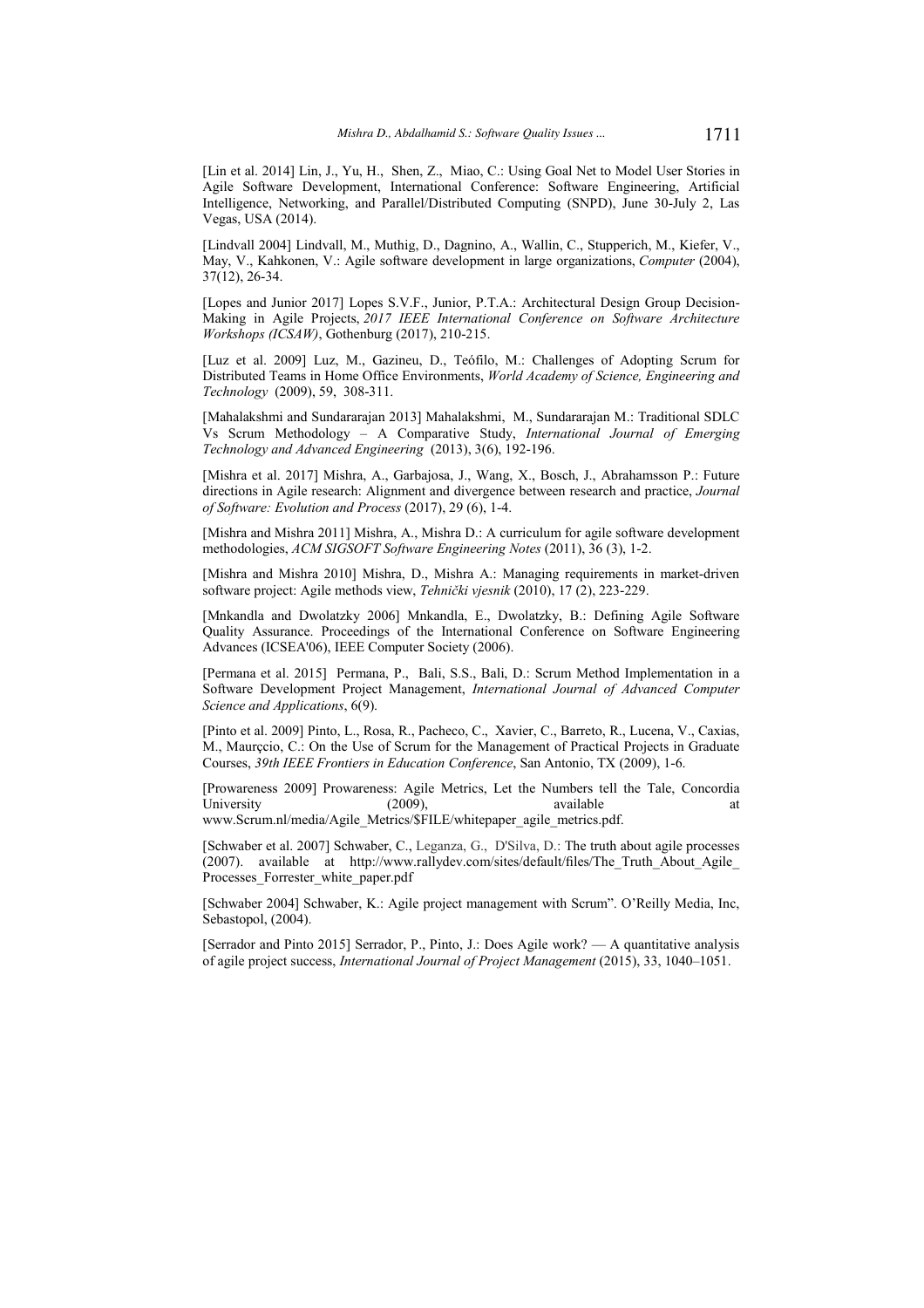[Lin et al. 2014] Lin, J., Yu, H., Shen, Z., Miao, C.: Using Goal Net to Model User Stories in Agile Software Development, International Conference: Software Engineering, Artificial Intelligence, Networking, and Parallel/Distributed Computing (SNPD), June 30-July 2, Las Vegas, USA (2014).

[Lindvall 2004] Lindvall, M., Muthig, D., Dagnino, A., Wallin, C., Stupperich, M., Kiefer, V., May, V., Kahkonen, V.: Agile software development in large organizations, *Computer* (2004), 37(12), 26-34.

[Lopes and Junior 2017] Lopes S.V.F., Junior, P.T.A.: Architectural Design Group Decision-Making in Agile Projects, *2017 IEEE International Conference on Software Architecture Workshops (ICSAW)*, Gothenburg (2017), 210-215.

[Luz et al. 2009] Luz, M., Gazineu, D., Teófilo, M.: Challenges of Adopting Scrum for Distributed Teams in Home Office Environments, *World Academy of Science, Engineering and Technology* (2009), 59, 308-311.

[Mahalakshmi and Sundararajan 2013] Mahalakshmi, M., Sundararajan M.: Traditional SDLC Vs Scrum Methodology – A Comparative Study, *International Journal of Emerging Technology and Advanced Engineering* (2013), 3(6), 192-196.

[Mishra et al. 2017] Mishra, A., Garbajosa, J., Wang, X., Bosch, J., Abrahamsson P.: Future directions in Agile research: Alignment and divergence between research and practice, *Journal of Software: Evolution and Process* (2017), 29 (6), 1-4.

[Mishra and Mishra 2011] Mishra, A., Mishra D.: A curriculum for agile software development methodologies, *ACM SIGSOFT Software Engineering Notes* (2011), 36 (3), 1-2.

[Mishra and Mishra 2010] Mishra, D., Mishra A.: Managing requirements in market-driven software project: Agile methods view, *Tehnički vjesnik* (2010), 17 (2), 223-229.

[Mnkandla and Dwolatzky 2006] Mnkandla, E., Dwolatzky, B.: Defining Agile Software Quality Assurance. Proceedings of the International Conference on Software Engineering Advances (ICSEA'06), IEEE Computer Society (2006).

[Permana et al. 2015] Permana, P., Bali, S.S., Bali, D.: Scrum Method Implementation in a Software Development Project Management, *International Journal of Advanced Computer Science and Applications*, 6(9).

[Pinto et al. 2009] Pinto, L., Rosa, R., Pacheco, C., Xavier, C., Barreto, R., Lucena, V., Caxias, M., Maurçcio, C.: On the Use of Scrum for the Management of Practical Projects in Graduate Courses, *39th IEEE Frontiers in Education Conference*, San Antonio, TX (2009), 1-6.

[Prowareness 2009] Prowareness: Agile Metrics, Let the Numbers tell the Tale, Concordia University (2009), available at www.Scrum.nl/media/Agile_Metrics/$FILE/whitepaper_agile_metrics.pdf.

[Schwaber et al. 2007] Schwaber, C., Leganza, G., D'Silva, D.: The truth about agile processes (2007). available at http://www.rallydev.com/sites/default/files/The_Truth_About_Agile_Processes_Forrester_white_paper.pdf

[Schwaber 2004] Schwaber, K.: Agile project management with Scrum". O'Reilly Media, Inc, Sebastopol, (2004).

[Serrador and Pinto 2015] Serrador, P., Pinto, J.: Does Agile work? — A quantitative analysis of agile project success, *International Journal of Project Management* (2015), 33, 1040–1051.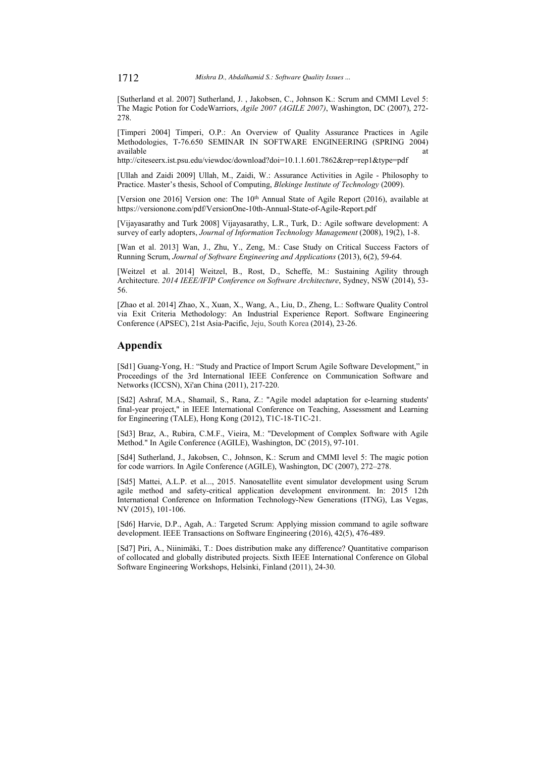[Sutherland et al. 2007] Sutherland, J. , Jakobsen, C., Johnson K.: Scrum and CMMI Level 5: The Magic Potion for CodeWarriors, *Agile 2007 (AGILE 2007)*, Washington, DC (2007), 272-278.

[Timperi 2004] Timperi, O.P.: An Overview of Quality Assurance Practices in Agile Methodologies, T-76.650 SEMINAR IN SOFTWARE ENGINEERING (SPRING 2004) available at http://citeseerx.ist.psu.edu/viewdoc/download?doi=10.1.1.601.7862&rep=rep1&type=pdf

[Ullah and Zaidi 2009] Ullah, M., Zaidi, W.: Assurance Activities in Agile - Philosophy to Practice. Master's thesis, School of Computing, *Blekinge Institute of Technology* (2009).

[Version one 2016] Version one: The 10th Annual State of Agile Report (2016), available at https://versionone.com/pdf/VersionOne-10th-Annual-State-of-Agile-Report.pdf

[Vijayasarathy and Turk 2008] Vijayasarathy, L.R., Turk, D.: Agile software development: A survey of early adopters, *Journal of Information Technology Management* (2008), 19(2), 1-8.

[Wan et al. 2013] Wan, J., Zhu, Y., Zeng, M.: Case Study on Critical Success Factors of Running Scrum, *Journal of Software Engineering and Applications* (2013), 6(2), 59-64.

[Weitzel et al. 2014] Weitzel, B., Rost, D., Scheffe, M.: Sustaining Agility through Architecture. *2014 IEEE/IFIP Conference on Software Architecture*, Sydney, NSW (2014), 53-56.

[Zhao et al. 2014] Zhao, X., Xuan, X., Wang, A., Liu, D., Zheng, L.: Software Quality Control via Exit Criteria Methodology: An Industrial Experience Report. Software Engineering Conference (APSEC), 21st Asia-Pacific, Jeju, South Korea (2014), 23-26.

## Appendix

[Sd1] Guang-Yong, H.: "Study and Practice of Import Scrum Agile Software Development," in Proceedings of the 3rd International IEEE Conference on Communication Software and Networks (ICCSN), Xi'an China (2011), 217-220.

[Sd2] Ashraf, M.A., Shamail, S., Rana, Z.: "Agile model adaptation for e-learning students' final-year project," in IEEE International Conference on Teaching, Assessment and Learning for Engineering (TALE), Hong Kong (2012), T1C-18-T1C-21.

[Sd3] Braz, A., Rubira, C.M.F., Vieira, M.: "Development of Complex Software with Agile Method." In Agile Conference (AGILE), Washington, DC (2015), 97-101.

[Sd4] Sutherland, J., Jakobsen, C., Johnson, K.: Scrum and CMMI level 5: The magic potion for code warriors. In Agile Conference (AGILE), Washington, DC (2007), 272–278.

[Sd5] Mattei, A.L.P. et al..., 2015. Nanosatellite event simulator development using Scrum agile method and safety-critical application development environment. In: 2015 12th International Conference on Information Technology-New Generations (ITNG), Las Vegas, NV (2015), 101-106.

[Sd6] Harvie, D.P., Agah, A.: Targeted Scrum: Applying mission command to agile software development. IEEE Transactions on Software Engineering (2016), 42(5), 476-489.

[Sd7] Piri, A., Niinimäki, T.: Does distribution make any difference? Quantitative comparison of collocated and globally distributed projects. Sixth IEEE International Conference on Global Software Engineering Workshops, Helsinki, Finland (2011), 24-30.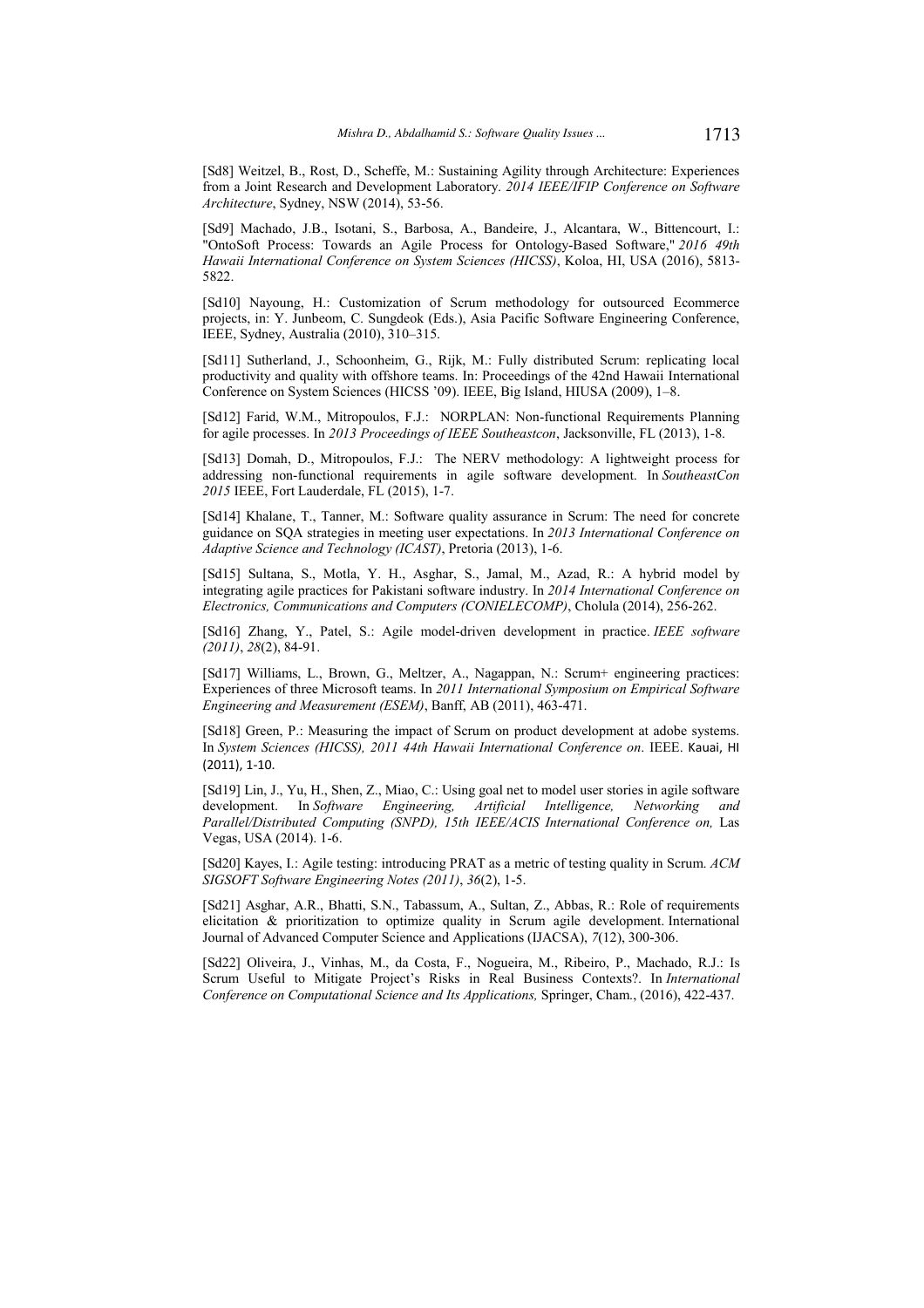[Sd8] Weitzel, B., Rost, D., Scheffe, M.: Sustaining Agility through Architecture: Experiences from a Joint Research and Development Laboratory. *2014 IEEE/IFIP Conference on Software Architecture*, Sydney, NSW (2014), 53-56.

[Sd9] Machado, J.B., Isotani, S., Barbosa, A., Bandeire, J., Alcantara, W., Bittencourt, I.: "OntoSoft Process: Towards an Agile Process for Ontology-Based Software," *2016 49th Hawaii International Conference on System Sciences (HICSS)*, Koloa, HI, USA (2016), 5813-5822.

[Sd10] Nayoung, H.: Customization of Scrum methodology for outsourced Ecommerce projects, in: Y. Junbeom, C. Sungdeok (Eds.), Asia Pacific Software Engineering Conference, IEEE, Sydney, Australia (2010), 310–315.

[Sd11] Sutherland, J., Schoonheim, G., Rijk, M.: Fully distributed Scrum: replicating local productivity and quality with offshore teams. In: Proceedings of the 42nd Hawaii International Conference on System Sciences (HICSS '09). IEEE, Big Island, HIUSA (2009), 1–8.

[Sd12] Farid, W.M., Mitropoulos, F.J.: NORPLAN: Non-functional Requirements Planning for agile processes. In *2013 Proceedings of IEEE Southeastcon*, Jacksonville, FL (2013), 1-8.

[Sd13] Domah, D., Mitropoulos, F.J.: The NERV methodology: A lightweight process for addressing non-functional requirements in agile software development. In *SoutheastCon 2015* IEEE, Fort Lauderdale, FL (2015), 1-7.

[Sd14] Khalane, T., Tanner, M.: Software quality assurance in Scrum: The need for concrete guidance on SQA strategies in meeting user expectations. In *2013 International Conference on Adaptive Science and Technology (ICAST)*, Pretoria (2013), 1-6.

[Sd15] Sultana, S., Motla, Y. H., Asghar, S., Jamal, M., Azad, R.: A hybrid model by integrating agile practices for Pakistani software industry. In *2014 International Conference on Electronics, Communications and Computers (CONIELECOMP)*, Cholula (2014), 256-262.

[Sd16] Zhang, Y., Patel, S.: Agile model-driven development in practice. *IEEE software (2011)*, *28*(2), 84-91.

[Sd17] Williams, L., Brown, G., Meltzer, A., Nagappan, N.: Scrum+ engineering practices: Experiences of three Microsoft teams. In *2011 International Symposium on Empirical Software Engineering and Measurement (ESEM)*, Banff, AB (2011), 463-471.

[Sd18] Green, P.: Measuring the impact of Scrum on product development at adobe systems. In *System Sciences (HICSS), 2011 44th Hawaii International Conference on*. IEEE. Kauai, HI (2011), 1-10.

[Sd19] Lin, J., Yu, H., Shen, Z., Miao, C.: Using goal net to model user stories in agile software development. In *Software Engineering, Artificial Intelligence, Networking and Parallel/Distributed Computing (SNPD), 15th IEEE/ACIS International Conference on,* Las Vegas, USA (2014). 1-6.

[Sd20] Kayes, I.: Agile testing: introducing PRAT as a metric of testing quality in Scrum. *ACM SIGSOFT Software Engineering Notes (2011)*, *36*(2), 1-5.

[Sd21] Asghar, A.R., Bhatti, S.N., Tabassum, A., Sultan, Z., Abbas, R.: Role of requirements elicitation & prioritization to optimize quality in Scrum agile development. International Journal of Advanced Computer Science and Applications (IJACSA), *7*(12), 300-306.

[Sd22] Oliveira, J., Vinhas, M., da Costa, F., Nogueira, M., Ribeiro, P., Machado, R.J.: Is Scrum Useful to Mitigate Project's Risks in Real Business Contexts?. In *International Conference on Computational Science and Its Applications,* Springer, Cham., (2016), 422-437.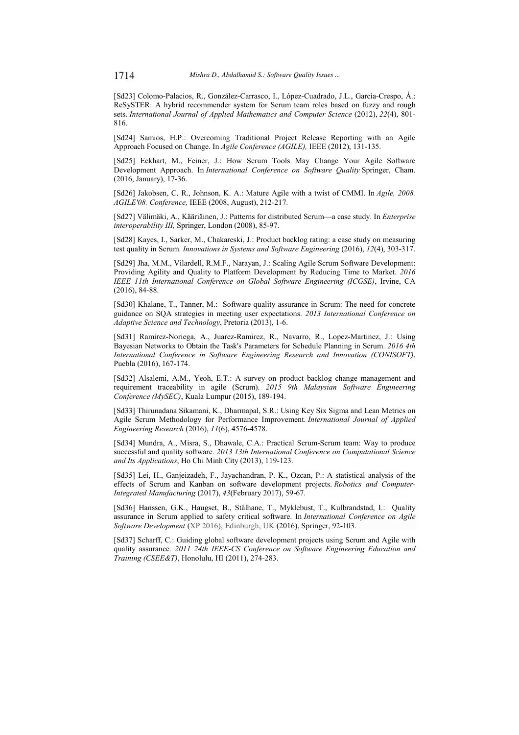[Sd23] Colomo-Palacios, R., González-Carrasco, I., López-Cuadrado, J.L., García-Crespo, Á.: ReSySTER: A hybrid recommender system for Scrum team roles based on fuzzy and rough sets. *International Journal of Applied Mathematics and Computer Science* (2012), *22*(4), 801-816.

[Sd24] Samios, H.P.: Overcoming Traditional Project Release Reporting with an Agile Approach Focused on Change. In *Agile Conference (AGILE),* IEEE (2012), 131-135.

[Sd25] Eckhart, M., Feiner, J.: How Scrum Tools May Change Your Agile Software Development Approach. In *International Conference on Software Quality* Springer, Cham. (2016, January), 17-36.

[Sd26] Jakobsen, C. R., Johnson, K. A.: Mature Agile with a twist of CMMI. In *Agile, 2008. AGILE'08. Conference,* IEEE (2008, August), 212-217.

[Sd27] Välimäki, A., Kääriäinen, J.: Patterns for distributed Scrum—a case study. In *Enterprise interoperability III,* Springer, London (2008), 85-97.

[Sd28] Kayes, I., Sarker, M., Chakareski, J.: Product backlog rating: a case study on measuring test quality in Scrum. *Innovations in Systems and Software Engineering* (2016), *12*(4), 303-317.

[Sd29] Jha, M.M., Vilardell, R.M.F., Narayan, J.: Scaling Agile Scrum Software Development: Providing Agility and Quality to Platform Development by Reducing Time to Market. *2016 IEEE 11th International Conference on Global Software Engineering (ICGSE)*, Irvine, CA (2016), 84-88.

[Sd30] Khalane, T., Tanner, M.: Software quality assurance in Scrum: The need for concrete guidance on SQA strategies in meeting user expectations. *2013 International Conference on Adaptive Science and Technology*, Pretoria (2013), 1-6.

[Sd31] Ramirez-Noriega, A., Juarez-Ramirez, R., Navarro, R., Lopez-Martinez, J.: Using Bayesian Networks to Obtain the Task's Parameters for Schedule Planning in Scrum. *2016 4th International Conference in Software Engineering Research and Innovation (CONISOFT)*, Puebla (2016), 167-174.

[Sd32] Alsalemi, A.M., Yeoh, E.T.: A survey on product backlog change management and requirement traceability in agile (Scrum). *2015 9th Malaysian Software Engineering Conference (MySEC)*, Kuala Lumpur (2015), 189-194.

[Sd33] Thirunadana Sikamani, K., Dharmapal, S.R.: Using Key Six Sigma and Lean Metrics on Agile Scrum Methodology for Performance Improvement. *International Journal of Applied Engineering Research* (2016), *11*(6), 4576-4578.

[Sd34] Mundra, A., Misra, S., Dhawale, C.A.: Practical Scrum-Scrum team: Way to produce successful and quality software. *2013 13th International Conference on Computational Science and Its Applications*, Ho Chi Minh City (2013), 119-123.

[Sd35] Lei, H., Ganjeizadeh, F., Jayachandran, P. K., Ozcan, P.: A statistical analysis of the effects of Scrum and Kanban on software development projects. *Robotics and Computer-Integrated Manufacturing* (2017), *43*(February 2017), 59-67.

[Sd36] Hanssen, G.K., Haugset, B., Stålhane, T., Myklebust, T., Kulbrandstad, I.: Quality assurance in Scrum applied to safety critical software. In *International Conference on Agile Software Development* (XP 2016), Edinburgh, UK (2016), Springer, 92-103.

[Sd37] Scharff, C.: Guiding global software development projects using Scrum and Agile with quality assurance. *2011 24th IEEE-CS Conference on Software Engineering Education and Training (CSEE&T)*, Honolulu, HI (2011), 274-283.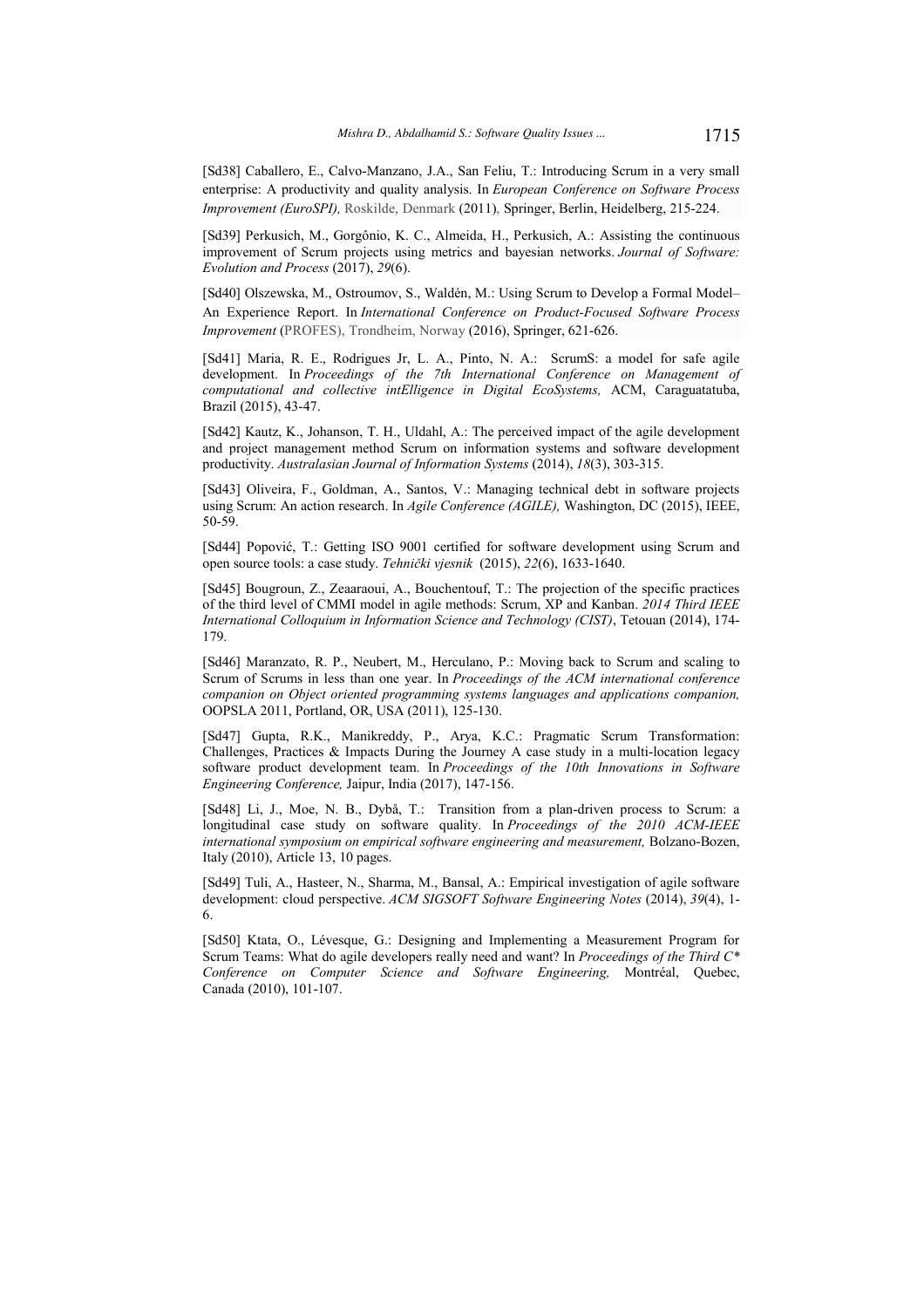[Sd38] Caballero, E., Calvo-Manzano, J.A., San Feliu, T.: Introducing Scrum in a very small enterprise: A productivity and quality analysis. In *European Conference on Software Process Improvement (EuroSPI),* Roskilde, Denmark (2011), Springer, Berlin, Heidelberg, 215-224.

[Sd39] Perkusich, M., Gorgônio, K. C., Almeida, H., Perkusich, A.: Assisting the continuous improvement of Scrum projects using metrics and bayesian networks. *Journal of Software: Evolution and Process* (2017), *29*(6).

[Sd40] Olszewska, M., Ostroumov, S., Waldén, M.: Using Scrum to Develop a Formal Model– An Experience Report. In *International Conference on Product-Focused Software Process Improvement* (PROFES), Trondheim, Norway (2016), Springer, 621-626.

[Sd41] Maria, R. E., Rodrigues Jr, L. A., Pinto, N. A.: ScrumS: a model for safe agile development. In *Proceedings of the 7th International Conference on Management of computational and collective intElligence in Digital EcoSystems,* ACM, Caraguatatuba, Brazil (2015), 43-47.

[Sd42] Kautz, K., Johanson, T. H., Uldahl, A.: The perceived impact of the agile development and project management method Scrum on information systems and software development productivity. *Australasian Journal of Information Systems* (2014), *18*(3), 303-315.

[Sd43] Oliveira, F., Goldman, A., Santos, V.: Managing technical debt in software projects using Scrum: An action research. In *Agile Conference (AGILE),* Washington, DC (2015), IEEE, 50-59.

[Sd44] Popović, T.: Getting ISO 9001 certified for software development using Scrum and open source tools: a case study. *Tehnički vjesnik* (2015), *22*(6), 1633-1640.

[Sd45] Bougroun, Z., Zeaaraoui, A., Bouchentouf, T.: The projection of the specific practices of the third level of CMMI model in agile methods: Scrum, XP and Kanban. *2014 Third IEEE International Colloquium in Information Science and Technology (CIST)*, Tetouan (2014), 174-179.

[Sd46] Maranzato, R. P., Neubert, M., Herculano, P.: Moving back to Scrum and scaling to Scrum of Scrums in less than one year. In *Proceedings of the ACM international conference companion on Object oriented programming systems languages and applications companion,* OOPSLA 2011, Portland, OR, USA (2011), 125-130.

[Sd47] Gupta, R.K., Manikreddy, P., Arya, K.C.: Pragmatic Scrum Transformation: Challenges, Practices & Impacts During the Journey A case study in a multi-location legacy software product development team. In *Proceedings of the 10th Innovations in Software Engineering Conference,* Jaipur, India (2017), 147-156.

[Sd48] Li, J., Moe, N. B., Dybå, T.: Transition from a plan-driven process to Scrum: a longitudinal case study on software quality. In *Proceedings of the 2010 ACM-IEEE international symposium on empirical software engineering and measurement,* Bolzano-Bozen, Italy (2010), Article 13, 10 pages.

[Sd49] Tuli, A., Hasteer, N., Sharma, M., Bansal, A.: Empirical investigation of agile software development: cloud perspective. *ACM SIGSOFT Software Engineering Notes* (2014), *39*(4), 1-6.

[Sd50] Ktata, O., Lévesque, G.: Designing and Implementing a Measurement Program for Scrum Teams: What do agile developers really need and want? In *Proceedings of the Third C\* Conference on Computer Science and Software Engineering,* Montréal, Quebec, Canada (2010), 101-107.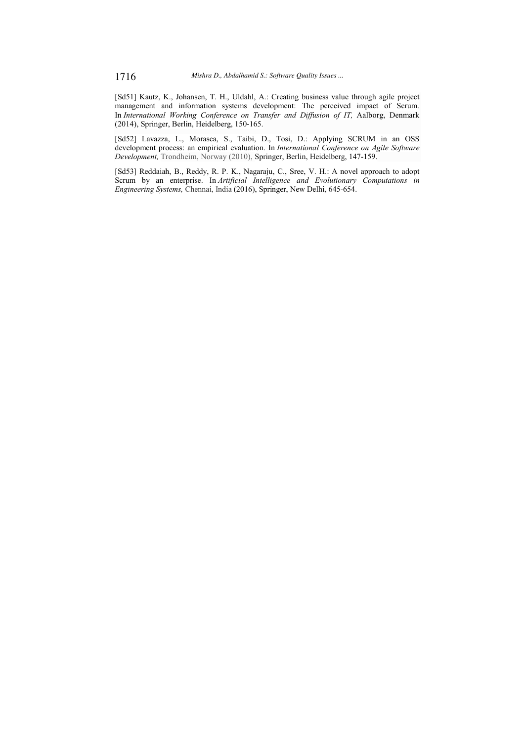[Sd51] Kautz, K., Johansen, T. H., Uldahl, A.: Creating business value through agile project management and information systems development: The perceived impact of Scrum. In *International Working Conference on Transfer and Diffusion of IT,* Aalborg, Denmark (2014), Springer, Berlin, Heidelberg, 150-165.

[Sd52] Lavazza, L., Morasca, S., Taibi, D., Tosi, D.: Applying SCRUM in an OSS development process: an empirical evaluation. In *International Conference on Agile Software Development,* Trondheim, Norway (2010), Springer, Berlin, Heidelberg, 147-159.

[Sd53] Reddaiah, B., Reddy, R. P. K., Nagaraju, C., Sree, V. H.: A novel approach to adopt Scrum by an enterprise. In *Artificial Intelligence and Evolutionary Computations in Engineering Systems,* Chennai, India (2016), Springer, New Delhi, 645-654.